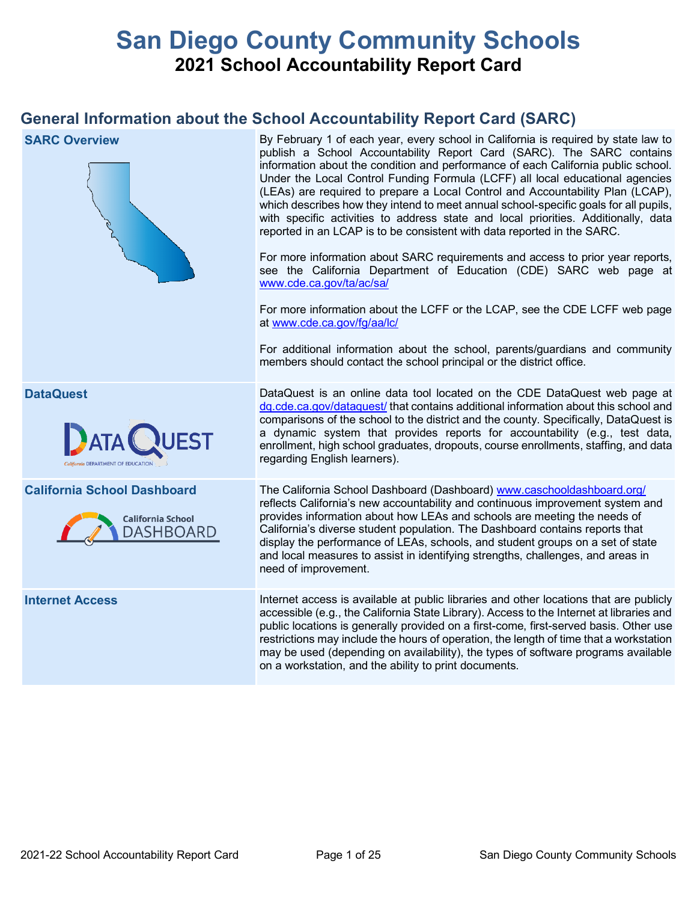# San Diego County Community Schools

## 2021 School Accountability Report Card

## General Information about the School Accountability Report Card (SARC)

| | |
|---|---|
| **SARC Overview** | By February 1 of each year, every school in California is required by state law to publish a School Accountability Report Card (SARC). The SARC contains information about the condition and performance of each California public school. Under the Local Control Funding Formula (LCFF) all local educational agencies (LEAs) are required to prepare a Local Control and Accountability Plan (LCAP), which describes how they intend to meet annual school-specific goals for all pupils, with specific activities to address state and local priorities. Additionally, data reported in an LCAP is to be consistent with data reported in the SARC.<br><br>For more information about SARC requirements and access to prior year reports, see the California Department of Education (CDE) SARC web page at www.cde.ca.gov/ta/ac/sa/<br><br>For more information about the LCFF or the LCAP, see the CDE LCFF web page at www.cde.ca.gov/fg/aa/lc/<br><br>For additional information about the school, parents/guardians and community members should contact the school principal or the district office. |
| **DataQuest** | DataQuest is an online data tool located on the CDE DataQuest web page at dq.cde.ca.gov/dataquest/ that contains additional information about this school and comparisons of the school to the district and the county. Specifically, DataQuest is a dynamic system that provides reports for accountability (e.g., test data, enrollment, high school graduates, dropouts, course enrollments, staffing, and data regarding English learners). |
| **California School Dashboard** | The California School Dashboard (Dashboard) www.caschooldashboard.org/ reflects California's new accountability and continuous improvement system and provides information about how LEAs and schools are meeting the needs of California's diverse student population. The Dashboard contains reports that display the performance of LEAs, schools, and student groups on a set of state and local measures to assist in identifying strengths, challenges, and areas in need of improvement. |
| **Internet Access** | Internet access is available at public libraries and other locations that are publicly accessible (e.g., the California State Library). Access to the Internet at libraries and public locations is generally provided on a first-come, first-served basis. Other use restrictions may include the hours of operation, the length of time that a workstation may be used (depending on availability), the types of software programs available on a workstation, and the ability to print documents. |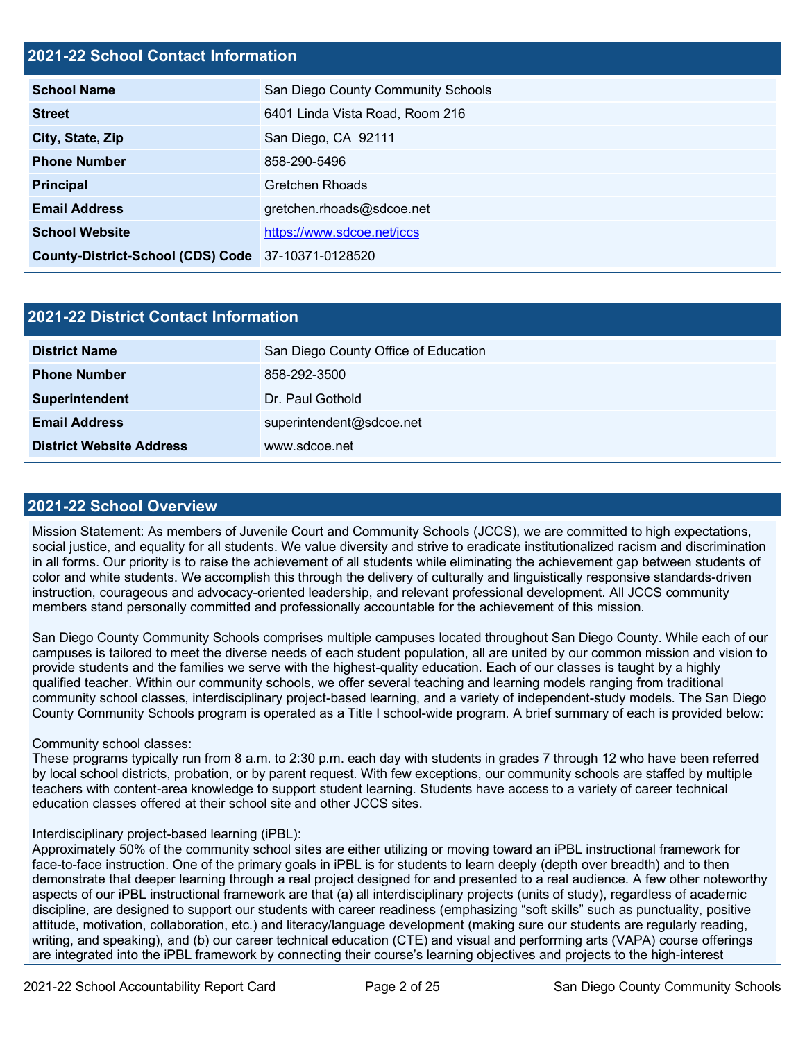## 2021-22 School Contact Information

| | |
|---|---|
| **School Name** | San Diego County Community Schools |
| **Street** | 6401 Linda Vista Road, Room 216 |
| **City, State, Zip** | San Diego, CA 92111 |
| **Phone Number** | 858-290-5496 |
| **Principal** | Gretchen Rhoads |
| **Email Address** | gretchen.rhoads@sdcoe.net |
| **School Website** | https://www.sdcoe.net/jccs |
| **County-District-School (CDS) Code** | 37-10371-0128520 |

## 2021-22 District Contact Information

| | |
|---|---|
| **District Name** | San Diego County Office of Education |
| **Phone Number** | 858-292-3500 |
| **Superintendent** | Dr. Paul Gothold |
| **Email Address** | superintendent@sdcoe.net |
| **District Website Address** | www.sdcoe.net |

## 2021-22 School Overview

Mission Statement: As members of Juvenile Court and Community Schools (JCCS), we are committed to high expectations, social justice, and equality for all students. We value diversity and strive to eradicate institutionalized racism and discrimination in all forms. Our priority is to raise the achievement of all students while eliminating the achievement gap between students of color and white students. We accomplish this through the delivery of culturally and linguistically responsive standards-driven instruction, courageous and advocacy-oriented leadership, and relevant professional development. All JCCS community members stand personally committed and professionally accountable for the achievement of this mission.

San Diego County Community Schools comprises multiple campuses located throughout San Diego County. While each of our campuses is tailored to meet the diverse needs of each student population, all are united by our common mission and vision to provide students and the families we serve with the highest-quality education. Each of our classes is taught by a highly qualified teacher. Within our community schools, we offer several teaching and learning models ranging from traditional community school classes, interdisciplinary project-based learning, and a variety of independent-study models. The San Diego County Community Schools program is operated as a Title I school-wide program. A brief summary of each is provided below:

Community school classes:
These programs typically run from 8 a.m. to 2:30 p.m. each day with students in grades 7 through 12 who have been referred by local school districts, probation, or by parent request. With few exceptions, our community schools are staffed by multiple teachers with content-area knowledge to support student learning. Students have access to a variety of career technical education classes offered at their school site and other JCCS sites.

Interdisciplinary project-based learning (iPBL):
Approximately 50% of the community school sites are either utilizing or moving toward an iPBL instructional framework for face-to-face instruction. One of the primary goals in iPBL is for students to learn deeply (depth over breadth) and to then demonstrate that deeper learning through a real project designed for and presented to a real audience. A few other noteworthy aspects of our iPBL instructional framework are that (a) all interdisciplinary projects (units of study), regardless of academic discipline, are designed to support our students with career readiness (emphasizing "soft skills" such as punctuality, positive attitude, motivation, collaboration, etc.) and literacy/language development (making sure our students are regularly reading, writing, and speaking), and (b) our career technical education (CTE) and visual and performing arts (VAPA) course offerings are integrated into the iPBL framework by connecting their course's learning objectives and projects to the high-interest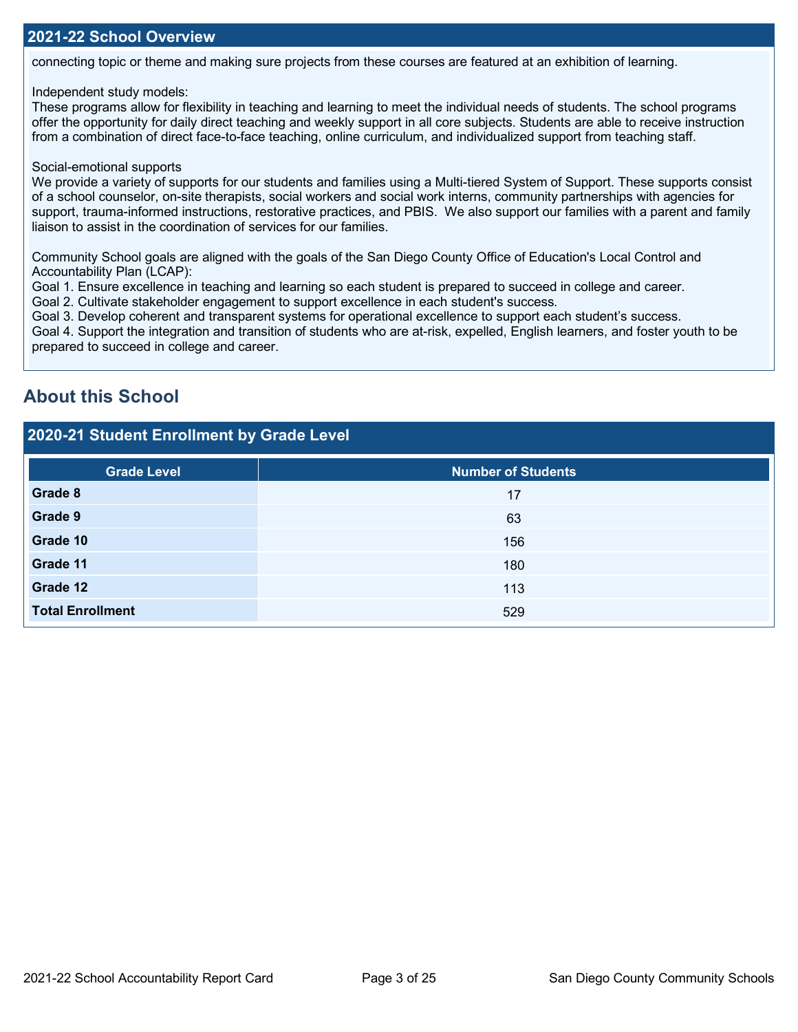## 2021-22 School Overview

connecting topic or theme and making sure projects from these courses are featured at an exhibition of learning.

Independent study models:
These programs allow for flexibility in teaching and learning to meet the individual needs of students. The school programs offer the opportunity for daily direct teaching and weekly support in all core subjects. Students are able to receive instruction from a combination of direct face-to-face teaching, online curriculum, and individualized support from teaching staff.

Social-emotional supports
We provide a variety of supports for our students and families using a Multi-tiered System of Support. These supports consist of a school counselor, on-site therapists, social workers and social work interns, community partnerships with agencies for support, trauma-informed instructions, restorative practices, and PBIS. We also support our families with a parent and family liaison to assist in the coordination of services for our families.

Community School goals are aligned with the goals of the San Diego County Office of Education's Local Control and Accountability Plan (LCAP):
Goal 1. Ensure excellence in teaching and learning so each student is prepared to succeed in college and career.
Goal 2. Cultivate stakeholder engagement to support excellence in each student's success.
Goal 3. Develop coherent and transparent systems for operational excellence to support each student's success.
Goal 4. Support the integration and transition of students who are at-risk, expelled, English learners, and foster youth to be prepared to succeed in college and career.

## About this School

### 2020-21 Student Enrollment by Grade Level

| Grade Level | Number of Students |
|---|---|
| **Grade 8** | 17 |
| **Grade 9** | 63 |
| **Grade 10** | 156 |
| **Grade 11** | 180 |
| **Grade 12** | 113 |
| **Total Enrollment** | 529 |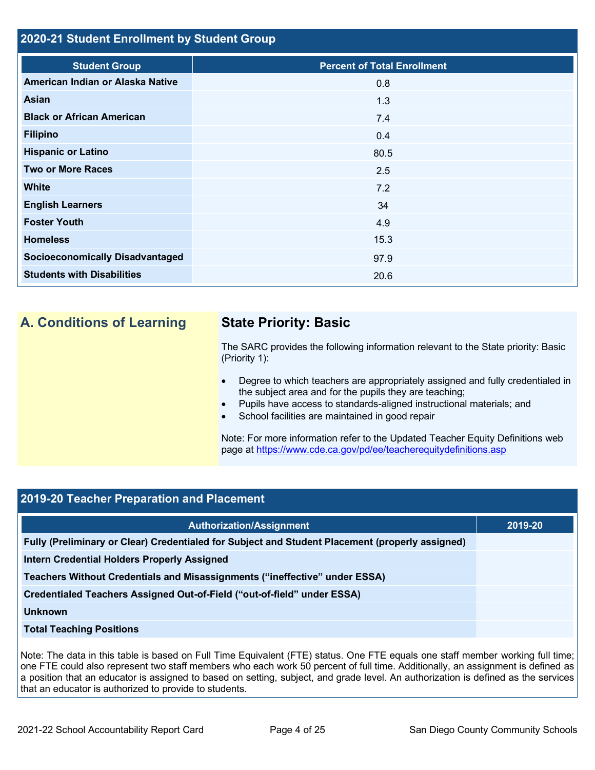## 2020-21 Student Enrollment by Student Group

| Student Group | Percent of Total Enrollment |
|---|---|
| American Indian or Alaska Native | 0.8 |
| Asian | 1.3 |
| Black or African American | 7.4 |
| Filipino | 0.4 |
| Hispanic or Latino | 80.5 |
| Two or More Races | 2.5 |
| White | 7.2 |
| English Learners | 34 |
| Foster Youth | 4.9 |
| Homeless | 15.3 |
| Socioeconomically Disadvantaged | 97.9 |
| Students with Disabilities | 20.6 |

## A. Conditions of Learning

### State Priority: Basic

The SARC provides the following information relevant to the State priority: Basic (Priority 1):

- Degree to which teachers are appropriately assigned and fully credentialed in the subject area and for the pupils they are teaching;
- Pupils have access to standards-aligned instructional materials; and
- School facilities are maintained in good repair

Note: For more information refer to the Updated Teacher Equity Definitions web page at https://www.cde.ca.gov/pd/ee/teacherequitydefinitions.asp

## 2019-20 Teacher Preparation and Placement

| Authorization/Assignment | 2019-20 |
|---|---|
| Fully (Preliminary or Clear) Credentialed for Subject and Student Placement (properly assigned) | |
| Intern Credential Holders Properly Assigned | |
| Teachers Without Credentials and Misassignments ("ineffective" under ESSA) | |
| Credentialed Teachers Assigned Out-of-Field ("out-of-field" under ESSA) | |
| Unknown | |
| Total Teaching Positions | |

Note: The data in this table is based on Full Time Equivalent (FTE) status. One FTE equals one staff member working full time; one FTE could also represent two staff members who each work 50 percent of full time. Additionally, an assignment is defined as a position that an educator is assigned to based on setting, subject, and grade level. An authorization is defined as the services that an educator is authorized to provide to students.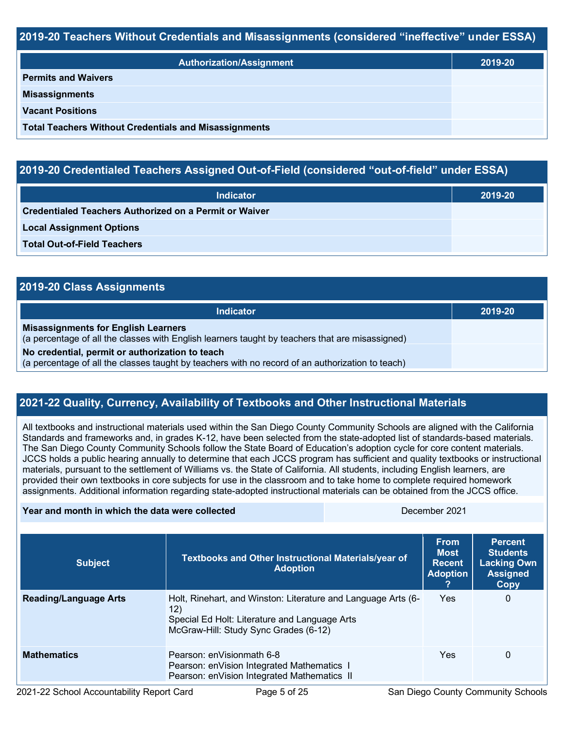## 2019-20 Teachers Without Credentials and Misassignments (considered "ineffective" under ESSA)

| Authorization/Assignment | 2019-20 |
| --- | --- |
| **Permits and Waivers** | |
| **Misassignments** | |
| **Vacant Positions** | |
| **Total Teachers Without Credentials and Misassignments** | |

## 2019-20 Credentialed Teachers Assigned Out-of-Field (considered "out-of-field" under ESSA)

| Indicator | 2019-20 |
| --- | --- |
| **Credentialed Teachers Authorized on a Permit or Waiver** | |
| **Local Assignment Options** | |
| **Total Out-of-Field Teachers** | |

## 2019-20 Class Assignments

| Indicator | 2019-20 |
| --- | --- |
| **Misassignments for English Learners** (a percentage of all the classes with English learners taught by teachers that are misassigned) | |
| **No credential, permit or authorization to teach** (a percentage of all the classes taught by teachers with no record of an authorization to teach) | |

## 2021-22 Quality, Currency, Availability of Textbooks and Other Instructional Materials

All textbooks and instructional materials used within the San Diego County Community Schools are aligned with the California Standards and frameworks and, in grades K-12, have been selected from the state-adopted list of standards-based materials. The San Diego County Community Schools follow the State Board of Education's adoption cycle for core content materials. JCCS holds a public hearing annually to determine that each JCCS program has sufficient and quality textbooks or instructional materials, pursuant to the settlement of Williams vs. the State of California. All students, including English learners, are provided their own textbooks in core subjects for use in the classroom and to take home to complete required homework assignments. Additional information regarding state-adopted instructional materials can be obtained from the JCCS office.

| **Year and month in which the data were collected** | December 2021 |
| --- | --- |

| Subject | Textbooks and Other Instructional Materials/year of Adoption | From Most Recent Adoption ? | Percent Students Lacking Own Assigned Copy |
| --- | --- | --- | --- |
| **Reading/Language Arts** | Holt, Rinehart, and Winston: Literature and Language Arts (6-12)<br>Special Ed Holt: Literature and Language Arts<br>McGraw-Hill: Study Sync Grades (6-12) | Yes | 0 |
| **Mathematics** | Pearson: enVisionmath 6-8<br>Pearson: enVision Integrated Mathematics I<br>Pearson: enVision Integrated Mathematics II | Yes | 0 |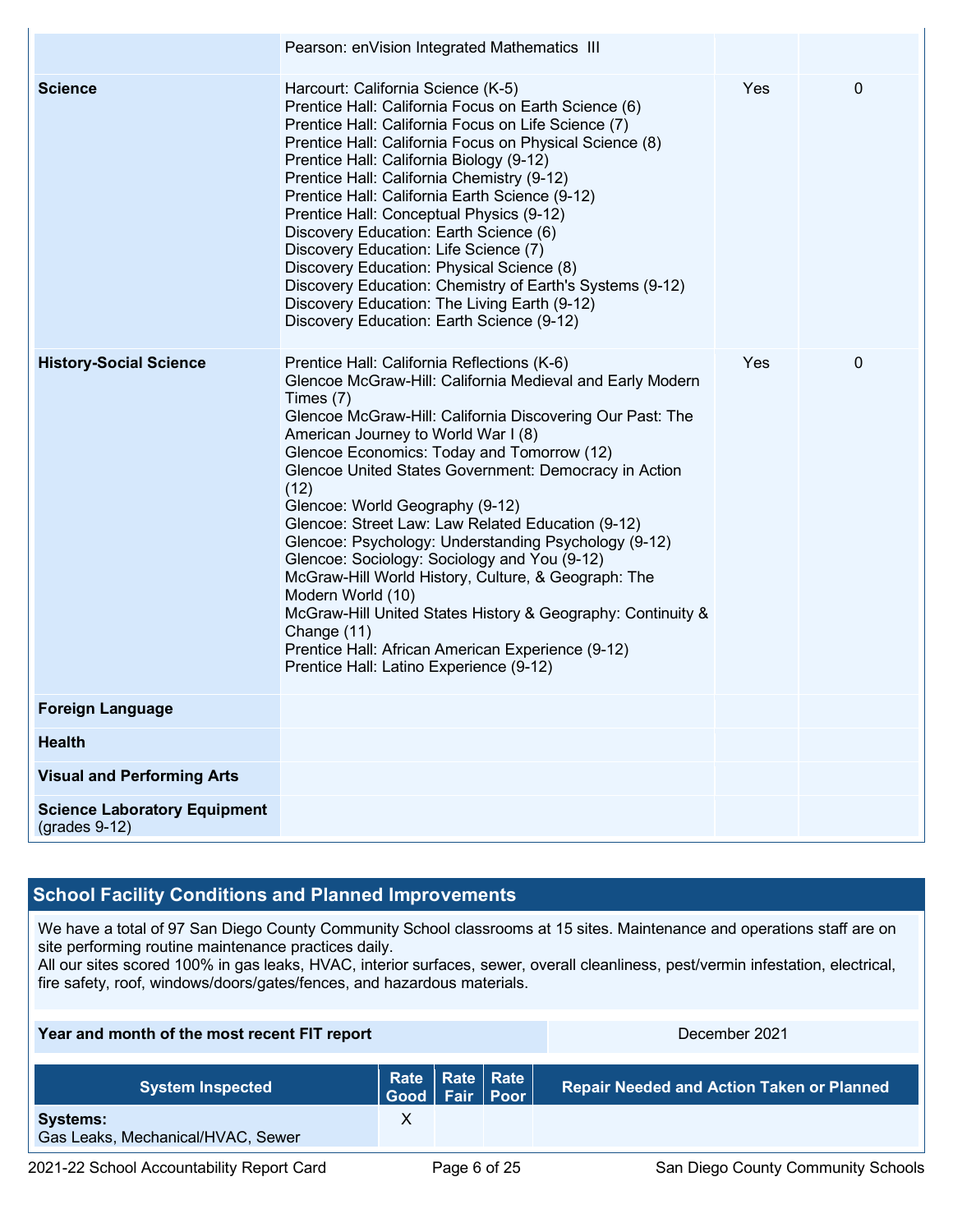| | | | |
|---|---|---|---|
| | Pearson: enVision Integrated Mathematics III | | |
| **Science** | Harcourt: California Science (K-5)<br>Prentice Hall: California Focus on Earth Science (6)<br>Prentice Hall: California Focus on Life Science (7)<br>Prentice Hall: California Focus on Physical Science (8)<br>Prentice Hall: California Biology (9-12)<br>Prentice Hall: California Chemistry (9-12)<br>Prentice Hall: California Earth Science (9-12)<br>Prentice Hall: Conceptual Physics (9-12)<br>Discovery Education: Earth Science (6)<br>Discovery Education: Life Science (7)<br>Discovery Education: Physical Science (8)<br>Discovery Education: Chemistry of Earth's Systems (9-12)<br>Discovery Education: The Living Earth (9-12)<br>Discovery Education: Earth Science (9-12) | Yes | 0 |
| **History-Social Science** | Prentice Hall: California Reflections (K-6)<br>Glencoe McGraw-Hill: California Medieval and Early Modern Times (7)<br>Glencoe McGraw-Hill: California Discovering Our Past: The American Journey to World War I (8)<br>Glencoe Economics: Today and Tomorrow (12)<br>Glencoe United States Government: Democracy in Action (12)<br>Glencoe: World Geography (9-12)<br>Glencoe: Street Law: Law Related Education (9-12)<br>Glencoe: Psychology: Understanding Psychology (9-12)<br>Glencoe: Sociology: Sociology and You (9-12)<br>McGraw-Hill World History, Culture, & Geograph: The Modern World (10)<br>McGraw-Hill United States History & Geography: Continuity & Change (11)<br>Prentice Hall: African American Experience (9-12)<br>Prentice Hall: Latino Experience (9-12) | Yes | 0 |
| **Foreign Language** | | | |
| **Health** | | | |
| **Visual and Performing Arts** | | | |
| **Science Laboratory Equipment** (grades 9-12) | | | |

## School Facility Conditions and Planned Improvements

We have a total of 97 San Diego County Community School classrooms at 15 sites. Maintenance and operations staff are on site performing routine maintenance practices daily.
All our sites scored 100% in gas leaks, HVAC, interior surfaces, sewer, overall cleanliness, pest/vermin infestation, electrical, fire safety, roof, windows/doors/gates/fences, and hazardous materials.

| **Year and month of the most recent FIT report** | December 2021 |
|---|---|

| System Inspected | Rate Good | Rate Fair | Rate Poor | Repair Needed and Action Taken or Planned |
|---|---|---|---|---|
| **Systems:**<br>Gas Leaks, Mechanical/HVAC, Sewer | X | | | |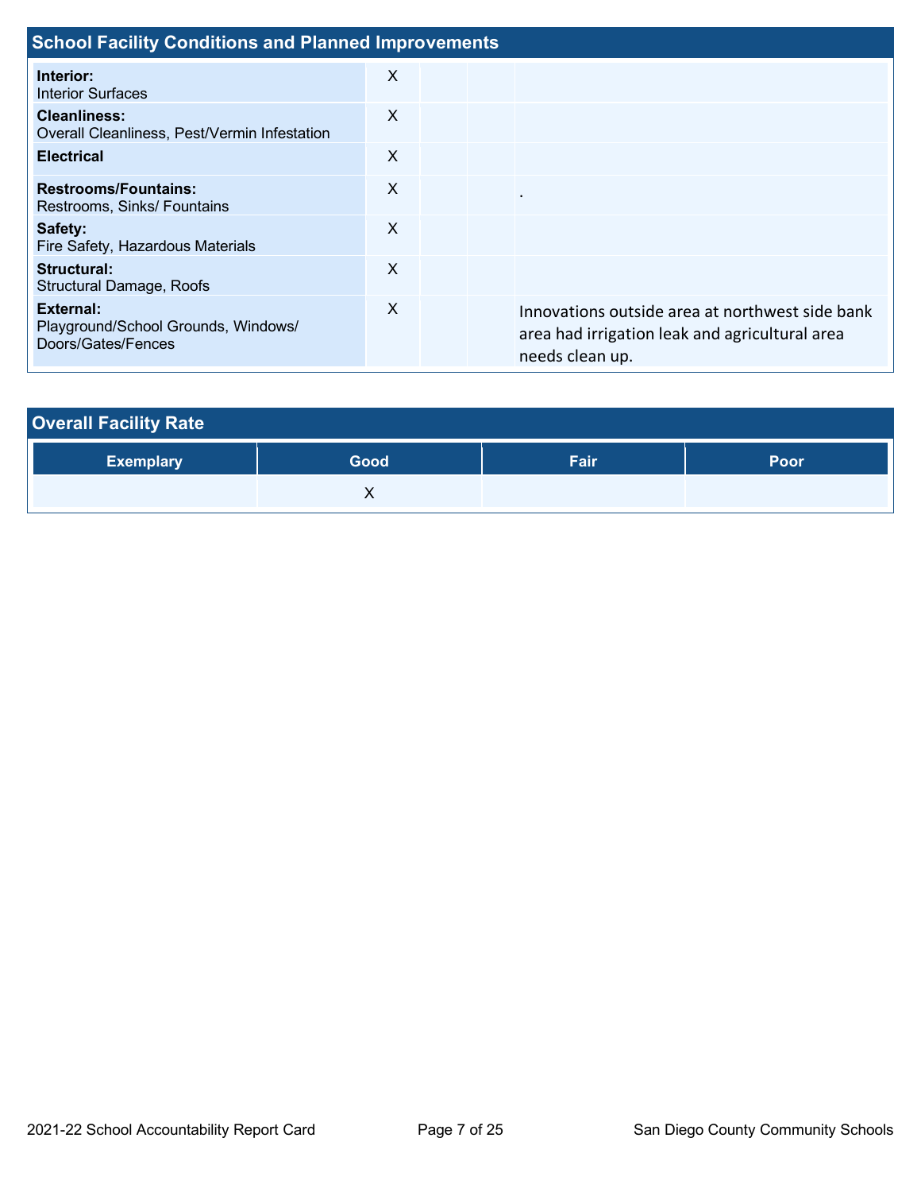## School Facility Conditions and Planned Improvements

| | | | | |
|---|---|---|---|---|
| **Interior:** Interior Surfaces | X | | | |
| **Cleanliness:** Overall Cleanliness, Pest/Vermin Infestation | X | | | |
| **Electrical** | X | | | |
| **Restrooms/Fountains:** Restrooms, Sinks/ Fountains | X | | | . |
| **Safety:** Fire Safety, Hazardous Materials | X | | | |
| **Structural:** Structural Damage, Roofs | X | | | |
| **External:** Playground/School Grounds, Windows/ Doors/Gates/Fences | X | | | Innovations outside area at northwest side bank area had irrigation leak and agricultural area needs clean up. |

## Overall Facility Rate

| Exemplary | Good | Fair | Poor |
|---|---|---|---|
| | X | | |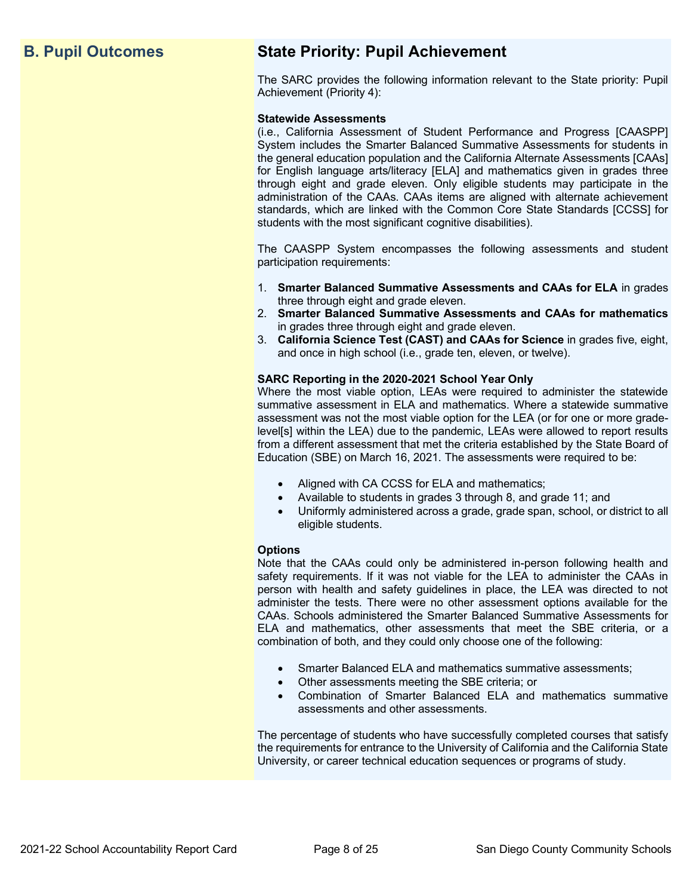## B. Pupil Outcomes

## State Priority: Pupil Achievement

The SARC provides the following information relevant to the State priority: Pupil Achievement (Priority 4):

**Statewide Assessments**
(i.e., California Assessment of Student Performance and Progress [CAASPP] System includes the Smarter Balanced Summative Assessments for students in the general education population and the California Alternate Assessments [CAAs] for English language arts/literacy [ELA] and mathematics given in grades three through eight and grade eleven. Only eligible students may participate in the administration of the CAAs. CAAs items are aligned with alternate achievement standards, which are linked with the Common Core State Standards [CCSS] for students with the most significant cognitive disabilities).

The CAASPP System encompasses the following assessments and student participation requirements:

1. **Smarter Balanced Summative Assessments and CAAs for ELA** in grades three through eight and grade eleven.
2. **Smarter Balanced Summative Assessments and CAAs for mathematics** in grades three through eight and grade eleven.
3. **California Science Test (CAST) and CAAs for Science** in grades five, eight, and once in high school (i.e., grade ten, eleven, or twelve).

**SARC Reporting in the 2020-2021 School Year Only**
Where the most viable option, LEAs were required to administer the statewide summative assessment in ELA and mathematics. Where a statewide summative assessment was not the most viable option for the LEA (or for one or more grade-level[s] within the LEA) due to the pandemic, LEAs were allowed to report results from a different assessment that met the criteria established by the State Board of Education (SBE) on March 16, 2021. The assessments were required to be:

- Aligned with CA CCSS for ELA and mathematics;
- Available to students in grades 3 through 8, and grade 11; and
- Uniformly administered across a grade, grade span, school, or district to all eligible students.

**Options**
Note that the CAAs could only be administered in-person following health and safety requirements. If it was not viable for the LEA to administer the CAAs in person with health and safety guidelines in place, the LEA was directed to not administer the tests. There were no other assessment options available for the CAAs. Schools administered the Smarter Balanced Summative Assessments for ELA and mathematics, other assessments that meet the SBE criteria, or a combination of both, and they could only choose one of the following:

- Smarter Balanced ELA and mathematics summative assessments;
- Other assessments meeting the SBE criteria; or
- Combination of Smarter Balanced ELA and mathematics summative assessments and other assessments.

The percentage of students who have successfully completed courses that satisfy the requirements for entrance to the University of California and the California State University, or career technical education sequences or programs of study.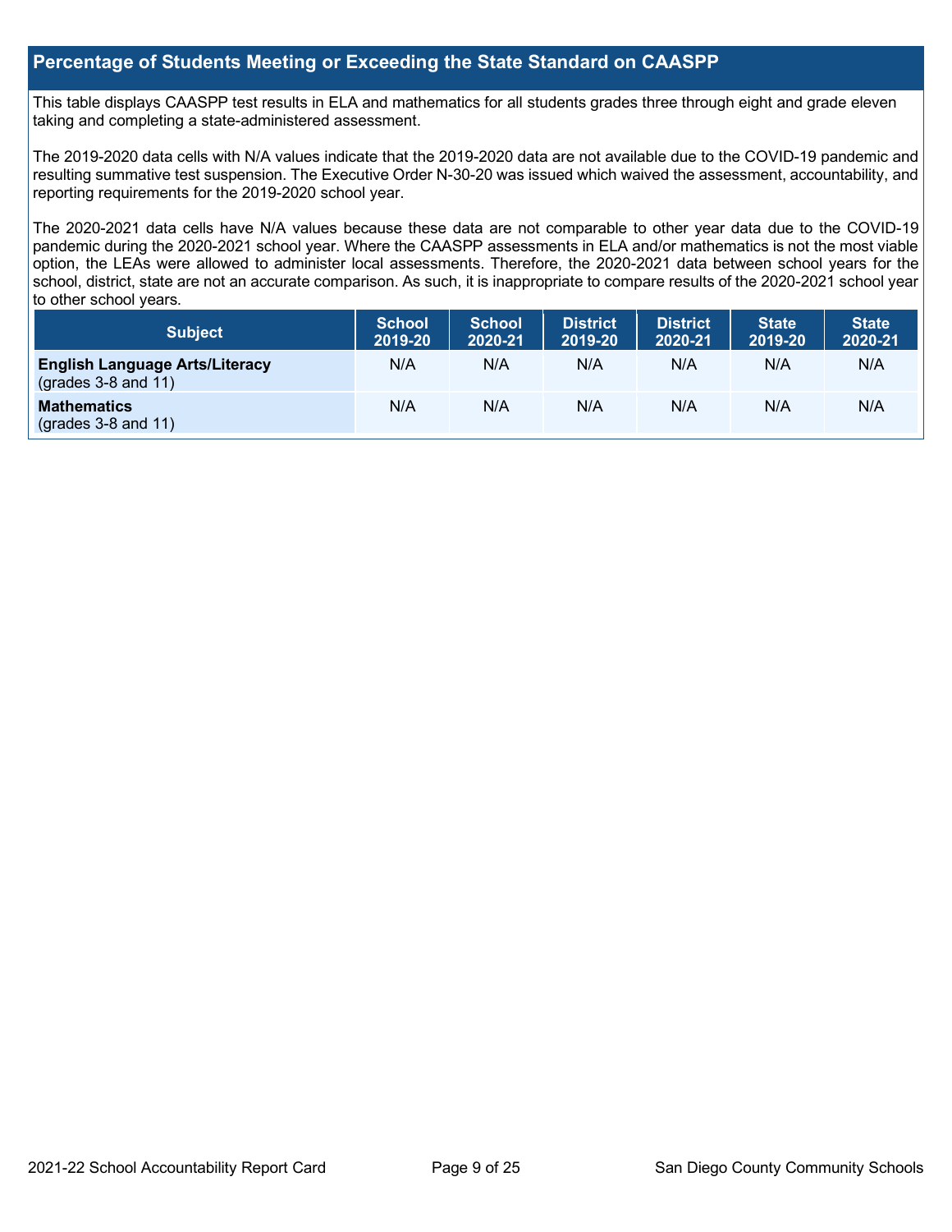## Percentage of Students Meeting or Exceeding the State Standard on CAASPP

This table displays CAASPP test results in ELA and mathematics for all students grades three through eight and grade eleven taking and completing a state-administered assessment.

The 2019-2020 data cells with N/A values indicate that the 2019-2020 data are not available due to the COVID-19 pandemic and resulting summative test suspension. The Executive Order N-30-20 was issued which waived the assessment, accountability, and reporting requirements for the 2019-2020 school year.

The 2020-2021 data cells have N/A values because these data are not comparable to other year data due to the COVID-19 pandemic during the 2020-2021 school year. Where the CAASPP assessments in ELA and/or mathematics is not the most viable option, the LEAs were allowed to administer local assessments. Therefore, the 2020-2021 data between school years for the school, district, state are not an accurate comparison. As such, it is inappropriate to compare results of the 2020-2021 school year to other school years.

| Subject | School 2019-20 | School 2020-21 | District 2019-20 | District 2020-21 | State 2019-20 | State 2020-21 |
|---|---|---|---|---|---|---|
| **English Language Arts/Literacy** (grades 3-8 and 11) | N/A | N/A | N/A | N/A | N/A | N/A |
| **Mathematics** (grades 3-8 and 11) | N/A | N/A | N/A | N/A | N/A | N/A |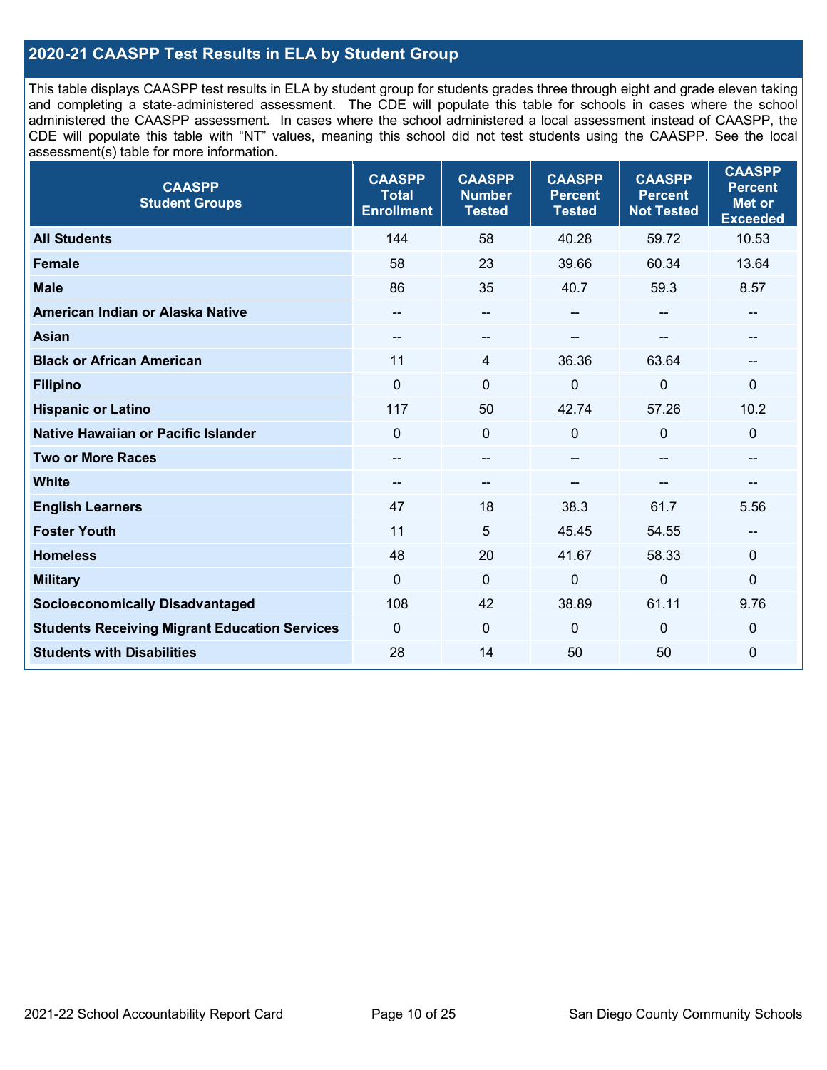## 2020-21 CAASPP Test Results in ELA by Student Group

This table displays CAASPP test results in ELA by student group for students grades three through eight and grade eleven taking and completing a state-administered assessment. The CDE will populate this table for schools in cases where the school administered the CAASPP assessment. In cases where the school administered a local assessment instead of CAASPP, the CDE will populate this table with "NT" values, meaning this school did not test students using the CAASPP. See the local assessment(s) table for more information.

| CAASPP Student Groups | CAASPP Total Enrollment | CAASPP Number Tested | CAASPP Percent Tested | CAASPP Percent Not Tested | CAASPP Percent Met or Exceeded |
|---|---|---|---|---|---|
| **All Students** | 144 | 58 | 40.28 | 59.72 | 10.53 |
| **Female** | 58 | 23 | 39.66 | 60.34 | 13.64 |
| **Male** | 86 | 35 | 40.7 | 59.3 | 8.57 |
| **American Indian or Alaska Native** | -- | -- | -- | -- | -- |
| **Asian** | -- | -- | -- | -- | -- |
| **Black or African American** | 11 | 4 | 36.36 | 63.64 | -- |
| **Filipino** | 0 | 0 | 0 | 0 | 0 |
| **Hispanic or Latino** | 117 | 50 | 42.74 | 57.26 | 10.2 |
| **Native Hawaiian or Pacific Islander** | 0 | 0 | 0 | 0 | 0 |
| **Two or More Races** | -- | -- | -- | -- | -- |
| **White** | -- | -- | -- | -- | -- |
| **English Learners** | 47 | 18 | 38.3 | 61.7 | 5.56 |
| **Foster Youth** | 11 | 5 | 45.45 | 54.55 | -- |
| **Homeless** | 48 | 20 | 41.67 | 58.33 | 0 |
| **Military** | 0 | 0 | 0 | 0 | 0 |
| **Socioeconomically Disadvantaged** | 108 | 42 | 38.89 | 61.11 | 9.76 |
| **Students Receiving Migrant Education Services** | 0 | 0 | 0 | 0 | 0 |
| **Students with Disabilities** | 28 | 14 | 50 | 50 | 0 |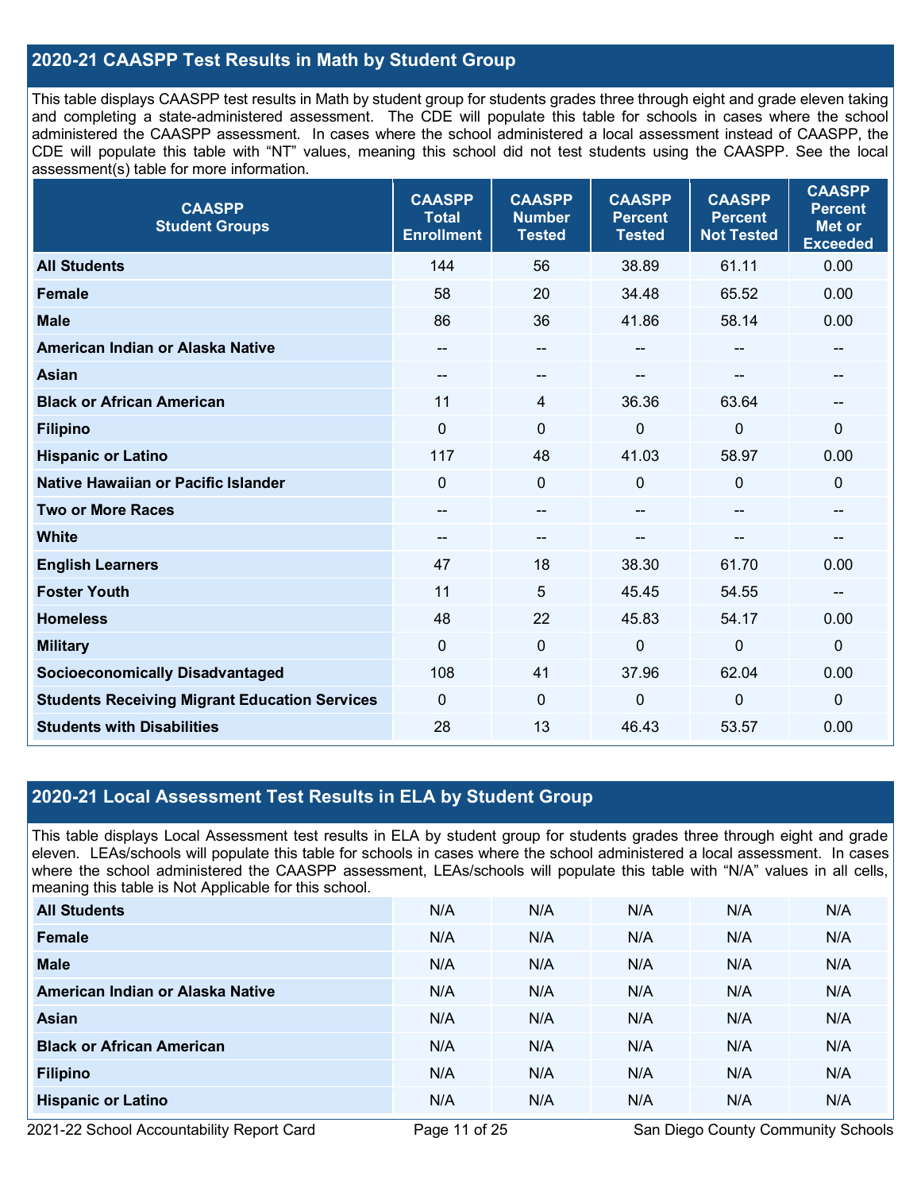## 2020-21 CAASPP Test Results in Math by Student Group

This table displays CAASPP test results in Math by student group for students grades three through eight and grade eleven taking and completing a state-administered assessment. The CDE will populate this table for schools in cases where the school administered the CAASPP assessment. In cases where the school administered a local assessment instead of CAASPP, the CDE will populate this table with "NT" values, meaning this school did not test students using the CAASPP. See the local assessment(s) table for more information.

| CAASPP Student Groups | CAASPP Total Enrollment | CAASPP Number Tested | CAASPP Percent Tested | CAASPP Percent Not Tested | CAASPP Percent Met or Exceeded |
|---|---|---|---|---|---|
| **All Students** | 144 | 56 | 38.89 | 61.11 | 0.00 |
| **Female** | 58 | 20 | 34.48 | 65.52 | 0.00 |
| **Male** | 86 | 36 | 41.86 | 58.14 | 0.00 |
| **American Indian or Alaska Native** | -- | -- | -- | -- | -- |
| **Asian** | -- | -- | -- | -- | -- |
| **Black or African American** | 11 | 4 | 36.36 | 63.64 | -- |
| **Filipino** | 0 | 0 | 0 | 0 | 0 |
| **Hispanic or Latino** | 117 | 48 | 41.03 | 58.97 | 0.00 |
| **Native Hawaiian or Pacific Islander** | 0 | 0 | 0 | 0 | 0 |
| **Two or More Races** | -- | -- | -- | -- | -- |
| **White** | -- | -- | -- | -- | -- |
| **English Learners** | 47 | 18 | 38.30 | 61.70 | 0.00 |
| **Foster Youth** | 11 | 5 | 45.45 | 54.55 | -- |
| **Homeless** | 48 | 22 | 45.83 | 54.17 | 0.00 |
| **Military** | 0 | 0 | 0 | 0 | 0 |
| **Socioeconomically Disadvantaged** | 108 | 41 | 37.96 | 62.04 | 0.00 |
| **Students Receiving Migrant Education Services** | 0 | 0 | 0 | 0 | 0 |
| **Students with Disabilities** | 28 | 13 | 46.43 | 53.57 | 0.00 |

## 2020-21 Local Assessment Test Results in ELA by Student Group

This table displays Local Assessment test results in ELA by student group for students grades three through eight and grade eleven. LEAs/schools will populate this table for schools in cases where the school administered a local assessment. In cases where the school administered the CAASPP assessment, LEAs/schools will populate this table with "N/A" values in all cells, meaning this table is Not Applicable for this school.

| | | | | | |
|---|---|---|---|---|---|
| **All Students** | N/A | N/A | N/A | N/A | N/A |
| **Female** | N/A | N/A | N/A | N/A | N/A |
| **Male** | N/A | N/A | N/A | N/A | N/A |
| **American Indian or Alaska Native** | N/A | N/A | N/A | N/A | N/A |
| **Asian** | N/A | N/A | N/A | N/A | N/A |
| **Black or African American** | N/A | N/A | N/A | N/A | N/A |
| **Filipino** | N/A | N/A | N/A | N/A | N/A |
| **Hispanic or Latino** | N/A | N/A | N/A | N/A | N/A |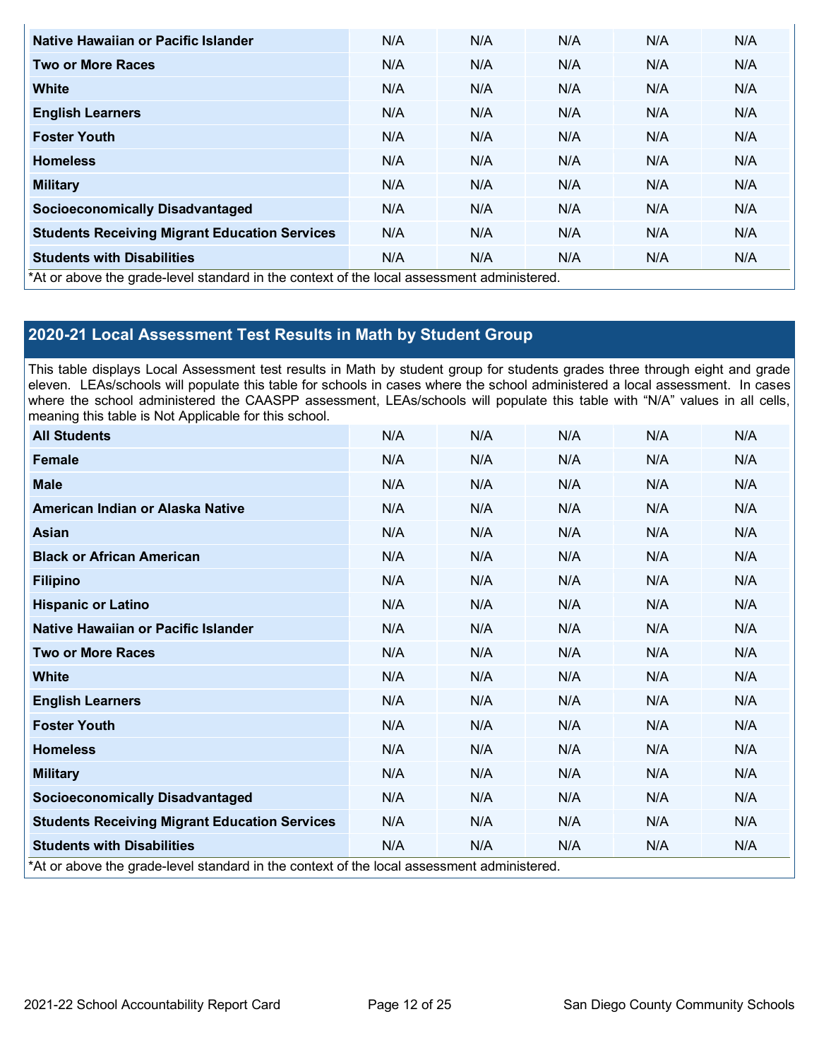| | | | | | |
|---|---|---|---|---|---|
| **Native Hawaiian or Pacific Islander** | N/A | N/A | N/A | N/A | N/A |
| **Two or More Races** | N/A | N/A | N/A | N/A | N/A |
| **White** | N/A | N/A | N/A | N/A | N/A |
| **English Learners** | N/A | N/A | N/A | N/A | N/A |
| **Foster Youth** | N/A | N/A | N/A | N/A | N/A |
| **Homeless** | N/A | N/A | N/A | N/A | N/A |
| **Military** | N/A | N/A | N/A | N/A | N/A |
| **Socioeconomically Disadvantaged** | N/A | N/A | N/A | N/A | N/A |
| **Students Receiving Migrant Education Services** | N/A | N/A | N/A | N/A | N/A |
| **Students with Disabilities** | N/A | N/A | N/A | N/A | N/A |

*At or above the grade-level standard in the context of the local assessment administered.

## 2020-21 Local Assessment Test Results in Math by Student Group

This table displays Local Assessment test results in Math by student group for students grades three through eight and grade eleven. LEAs/schools will populate this table for schools in cases where the school administered a local assessment. In cases where the school administered the CAASPP assessment, LEAs/schools will populate this table with "N/A" values in all cells, meaning this table is Not Applicable for this school.

| | | | | | |
|---|---|---|---|---|---|
| **All Students** | N/A | N/A | N/A | N/A | N/A |
| **Female** | N/A | N/A | N/A | N/A | N/A |
| **Male** | N/A | N/A | N/A | N/A | N/A |
| **American Indian or Alaska Native** | N/A | N/A | N/A | N/A | N/A |
| **Asian** | N/A | N/A | N/A | N/A | N/A |
| **Black or African American** | N/A | N/A | N/A | N/A | N/A |
| **Filipino** | N/A | N/A | N/A | N/A | N/A |
| **Hispanic or Latino** | N/A | N/A | N/A | N/A | N/A |
| **Native Hawaiian or Pacific Islander** | N/A | N/A | N/A | N/A | N/A |
| **Two or More Races** | N/A | N/A | N/A | N/A | N/A |
| **White** | N/A | N/A | N/A | N/A | N/A |
| **English Learners** | N/A | N/A | N/A | N/A | N/A |
| **Foster Youth** | N/A | N/A | N/A | N/A | N/A |
| **Homeless** | N/A | N/A | N/A | N/A | N/A |
| **Military** | N/A | N/A | N/A | N/A | N/A |
| **Socioeconomically Disadvantaged** | N/A | N/A | N/A | N/A | N/A |
| **Students Receiving Migrant Education Services** | N/A | N/A | N/A | N/A | N/A |
| **Students with Disabilities** | N/A | N/A | N/A | N/A | N/A |

*At or above the grade-level standard in the context of the local assessment administered.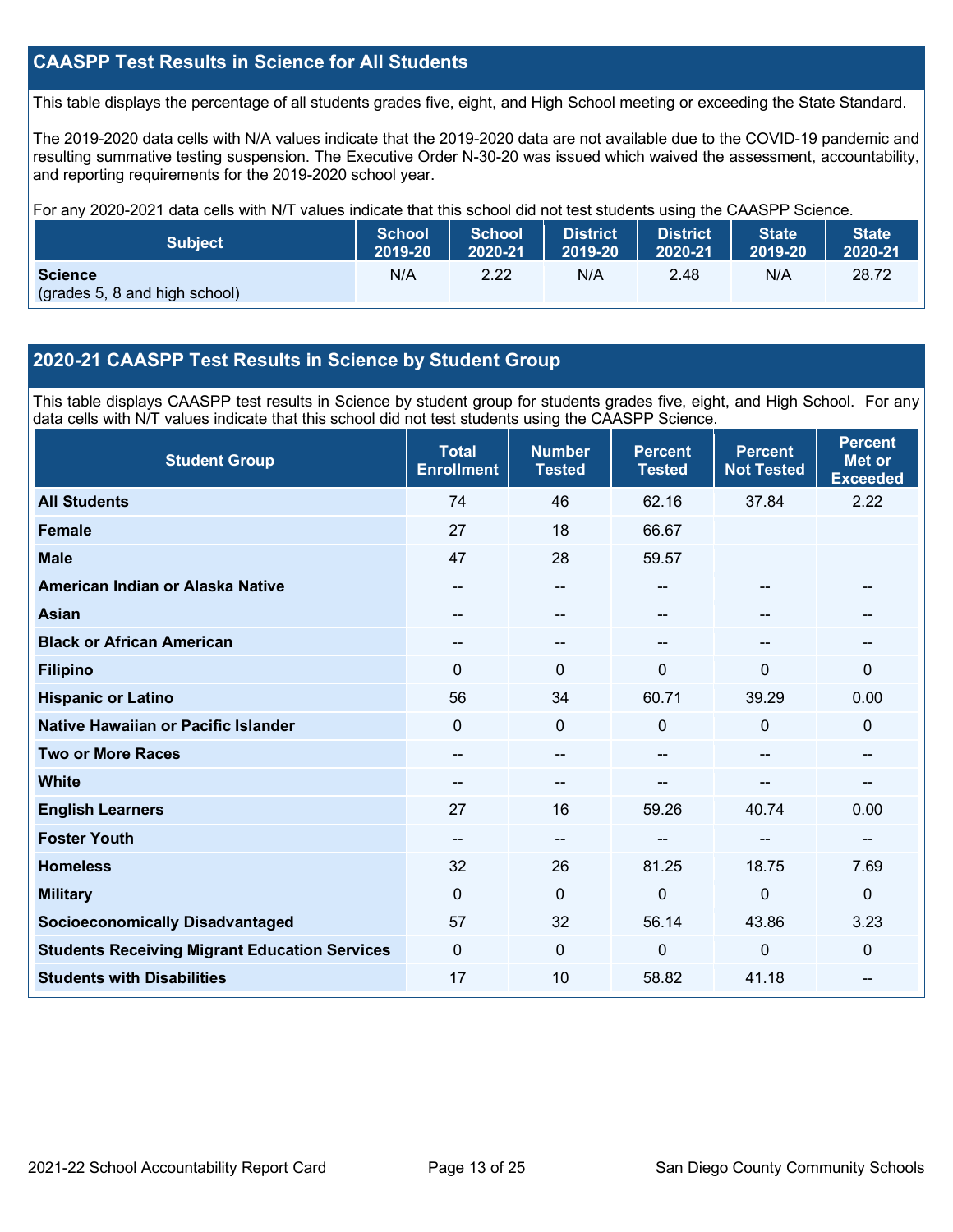## CAASPP Test Results in Science for All Students

This table displays the percentage of all students grades five, eight, and High School meeting or exceeding the State Standard.

The 2019-2020 data cells with N/A values indicate that the 2019-2020 data are not available due to the COVID-19 pandemic and resulting summative testing suspension. The Executive Order N-30-20 was issued which waived the assessment, accountability, and reporting requirements for the 2019-2020 school year.

For any 2020-2021 data cells with N/T values indicate that this school did not test students using the CAASPP Science.

| Subject | School 2019-20 | School 2020-21 | District 2019-20 | District 2020-21 | State 2019-20 | State 2020-21 |
|---|---|---|---|---|---|---|
| **Science** (grades 5, 8 and high school) | N/A | 2.22 | N/A | 2.48 | N/A | 28.72 |

## 2020-21 CAASPP Test Results in Science by Student Group

This table displays CAASPP test results in Science by student group for students grades five, eight, and High School. For any data cells with N/T values indicate that this school did not test students using the CAASPP Science.

| Student Group | Total Enrollment | Number Tested | Percent Tested | Percent Not Tested | Percent Met or Exceeded |
|---|---|---|---|---|---|
| **All Students** | 74 | 46 | 62.16 | 37.84 | 2.22 |
| **Female** | 27 | 18 | 66.67 | | |
| **Male** | 47 | 28 | 59.57 | | |
| **American Indian or Alaska Native** | -- | -- | -- | -- | -- |
| **Asian** | -- | -- | -- | -- | -- |
| **Black or African American** | -- | -- | -- | -- | -- |
| **Filipino** | 0 | 0 | 0 | 0 | 0 |
| **Hispanic or Latino** | 56 | 34 | 60.71 | 39.29 | 0.00 |
| **Native Hawaiian or Pacific Islander** | 0 | 0 | 0 | 0 | 0 |
| **Two or More Races** | -- | -- | -- | -- | -- |
| **White** | -- | -- | -- | -- | -- |
| **English Learners** | 27 | 16 | 59.26 | 40.74 | 0.00 |
| **Foster Youth** | -- | -- | -- | -- | -- |
| **Homeless** | 32 | 26 | 81.25 | 18.75 | 7.69 |
| **Military** | 0 | 0 | 0 | 0 | 0 |
| **Socioeconomically Disadvantaged** | 57 | 32 | 56.14 | 43.86 | 3.23 |
| **Students Receiving Migrant Education Services** | 0 | 0 | 0 | 0 | 0 |
| **Students with Disabilities** | 17 | 10 | 58.82 | 41.18 | -- |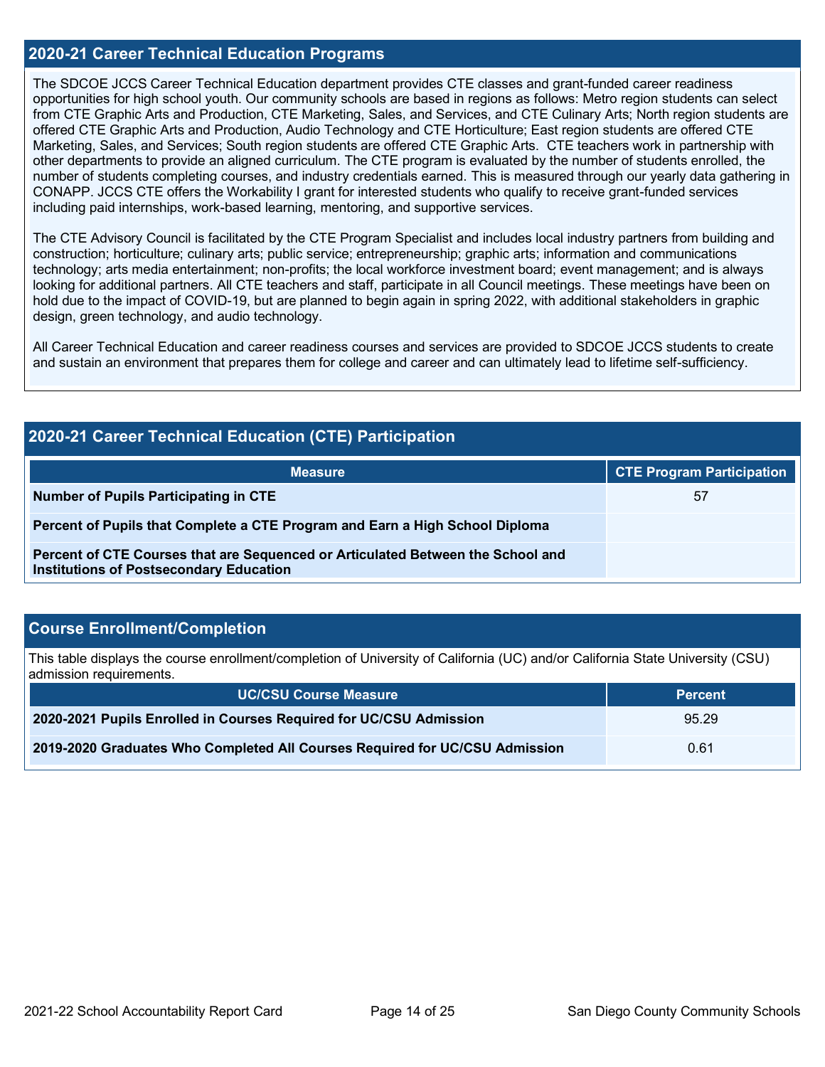## 2020-21 Career Technical Education Programs

The SDCOE JCCS Career Technical Education department provides CTE classes and grant-funded career readiness opportunities for high school youth. Our community schools are based in regions as follows: Metro region students can select from CTE Graphic Arts and Production, CTE Marketing, Sales, and Services, and CTE Culinary Arts; North region students are offered CTE Graphic Arts and Production, Audio Technology and CTE Horticulture; East region students are offered CTE Marketing, Sales, and Services; South region students are offered CTE Graphic Arts. CTE teachers work in partnership with other departments to provide an aligned curriculum. The CTE program is evaluated by the number of students enrolled, the number of students completing courses, and industry credentials earned. This is measured through our yearly data gathering in CONAPP. JCCS CTE offers the Workability I grant for interested students who qualify to receive grant-funded services including paid internships, work-based learning, mentoring, and supportive services.

The CTE Advisory Council is facilitated by the CTE Program Specialist and includes local industry partners from building and construction; horticulture; culinary arts; public service; entrepreneurship; graphic arts; information and communications technology; arts media entertainment; non-profits; the local workforce investment board; event management; and is always looking for additional partners. All CTE teachers and staff, participate in all Council meetings. These meetings have been on hold due to the impact of COVID-19, but are planned to begin again in spring 2022, with additional stakeholders in graphic design, green technology, and audio technology.

All Career Technical Education and career readiness courses and services are provided to SDCOE JCCS students to create and sustain an environment that prepares them for college and career and can ultimately lead to lifetime self-sufficiency.

## 2020-21 Career Technical Education (CTE) Participation

| Measure | CTE Program Participation |
|---|---|
| **Number of Pupils Participating in CTE** | 57 |
| **Percent of Pupils that Complete a CTE Program and Earn a High School Diploma** | |
| **Percent of CTE Courses that are Sequenced or Articulated Between the School and Institutions of Postsecondary Education** | |

## Course Enrollment/Completion

This table displays the course enrollment/completion of University of California (UC) and/or California State University (CSU) admission requirements.

| UC/CSU Course Measure | Percent |
|---|---|
| **2020-2021 Pupils Enrolled in Courses Required for UC/CSU Admission** | 95.29 |
| **2019-2020 Graduates Who Completed All Courses Required for UC/CSU Admission** | 0.61 |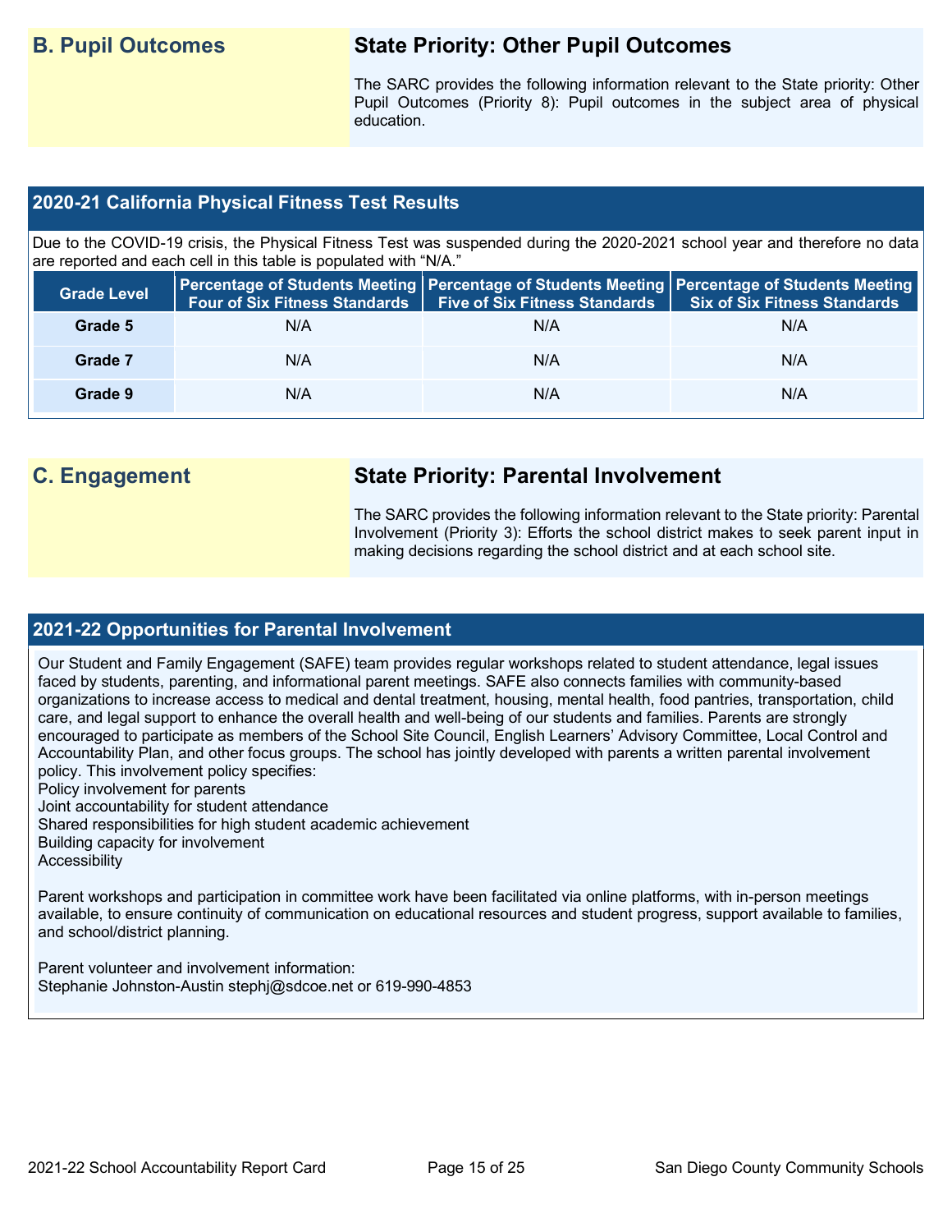## B. Pupil Outcomes

### State Priority: Other Pupil Outcomes

The SARC provides the following information relevant to the State priority: Other Pupil Outcomes (Priority 8): Pupil outcomes in the subject area of physical education.

### 2020-21 California Physical Fitness Test Results

Due to the COVID-19 crisis, the Physical Fitness Test was suspended during the 2020-2021 school year and therefore no data are reported and each cell in this table is populated with "N/A."

| Grade Level | Percentage of Students Meeting Four of Six Fitness Standards | Percentage of Students Meeting Five of Six Fitness Standards | Percentage of Students Meeting Six of Six Fitness Standards |
|---|---|---|---|
| Grade 5 | N/A | N/A | N/A |
| Grade 7 | N/A | N/A | N/A |
| Grade 9 | N/A | N/A | N/A |

## C. Engagement

### State Priority: Parental Involvement

The SARC provides the following information relevant to the State priority: Parental Involvement (Priority 3): Efforts the school district makes to seek parent input in making decisions regarding the school district and at each school site.

### 2021-22 Opportunities for Parental Involvement

Our Student and Family Engagement (SAFE) team provides regular workshops related to student attendance, legal issues faced by students, parenting, and informational parent meetings. SAFE also connects families with community-based organizations to increase access to medical and dental treatment, housing, mental health, food pantries, transportation, child care, and legal support to enhance the overall health and well-being of our students and families. Parents are strongly encouraged to participate as members of the School Site Council, English Learners' Advisory Committee, Local Control and Accountability Plan, and other focus groups. The school has jointly developed with parents a written parental involvement policy. This involvement policy specifies:
Policy involvement for parents
Joint accountability for student attendance
Shared responsibilities for high student academic achievement
Building capacity for involvement
Accessibility

Parent workshops and participation in committee work have been facilitated via online platforms, with in-person meetings available, to ensure continuity of communication on educational resources and student progress, support available to families, and school/district planning.

Parent volunteer and involvement information:
Stephanie Johnston-Austin stephj@sdcoe.net or 619-990-4853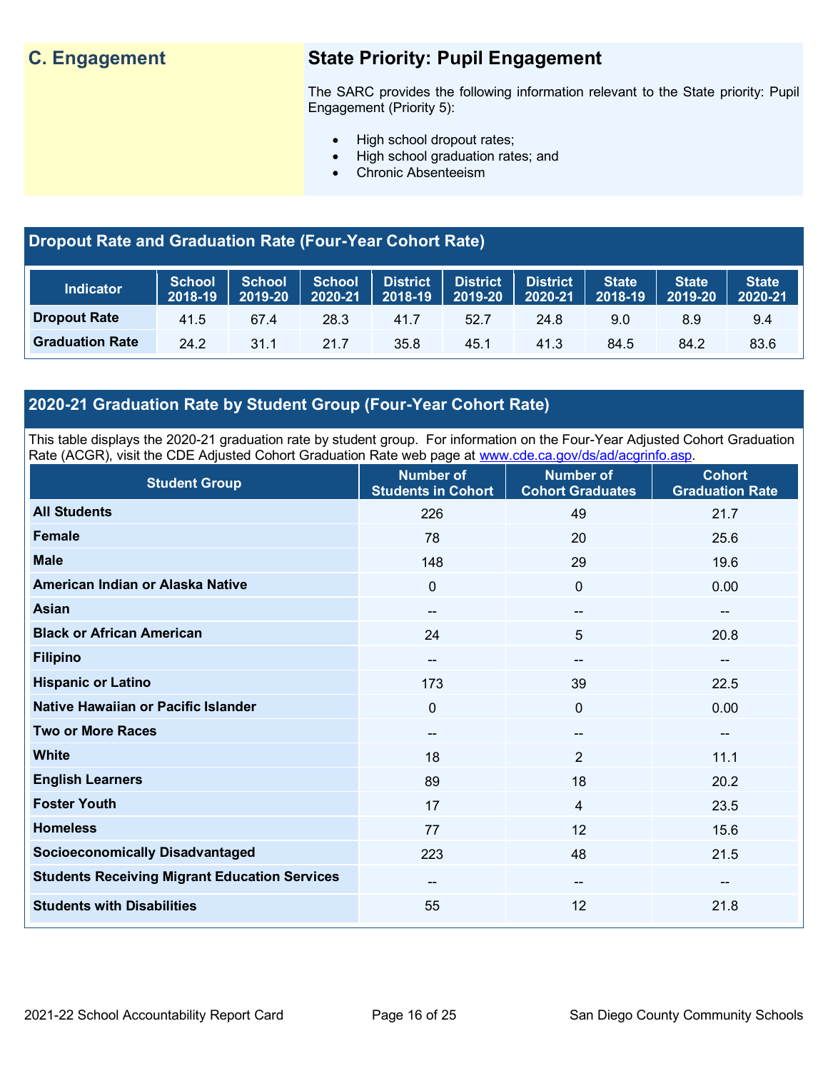## C. Engagement

### State Priority: Pupil Engagement

The SARC provides the following information relevant to the State priority: Pupil Engagement (Priority 5):

- High school dropout rates;
- High school graduation rates; and
- Chronic Absenteeism

### Dropout Rate and Graduation Rate (Four-Year Cohort Rate)

| Indicator | School 2018-19 | School 2019-20 | School 2020-21 | District 2018-19 | District 2019-20 | District 2020-21 | State 2018-19 | State 2019-20 | State 2020-21 |
|---|---|---|---|---|---|---|---|---|---|
| Dropout Rate | 41.5 | 67.4 | 28.3 | 41.7 | 52.7 | 24.8 | 9.0 | 8.9 | 9.4 |
| Graduation Rate | 24.2 | 31.1 | 21.7 | 35.8 | 45.1 | 41.3 | 84.5 | 84.2 | 83.6 |

### 2020-21 Graduation Rate by Student Group (Four-Year Cohort Rate)

This table displays the 2020-21 graduation rate by student group. For information on the Four-Year Adjusted Cohort Graduation Rate (ACGR), visit the CDE Adjusted Cohort Graduation Rate web page at www.cde.ca.gov/ds/ad/acgrinfo.asp.

| Student Group | Number of Students in Cohort | Number of Cohort Graduates | Cohort Graduation Rate |
|---|---|---|---|
| All Students | 226 | 49 | 21.7 |
| Female | 78 | 20 | 25.6 |
| Male | 148 | 29 | 19.6 |
| American Indian or Alaska Native | 0 | 0 | 0.00 |
| Asian | -- | -- | -- |
| Black or African American | 24 | 5 | 20.8 |
| Filipino | -- | -- | -- |
| Hispanic or Latino | 173 | 39 | 22.5 |
| Native Hawaiian or Pacific Islander | 0 | 0 | 0.00 |
| Two or More Races | -- | -- | -- |
| White | 18 | 2 | 11.1 |
| English Learners | 89 | 18 | 20.2 |
| Foster Youth | 17 | 4 | 23.5 |
| Homeless | 77 | 12 | 15.6 |
| Socioeconomically Disadvantaged | 223 | 48 | 21.5 |
| Students Receiving Migrant Education Services | -- | -- | -- |
| Students with Disabilities | 55 | 12 | 21.8 |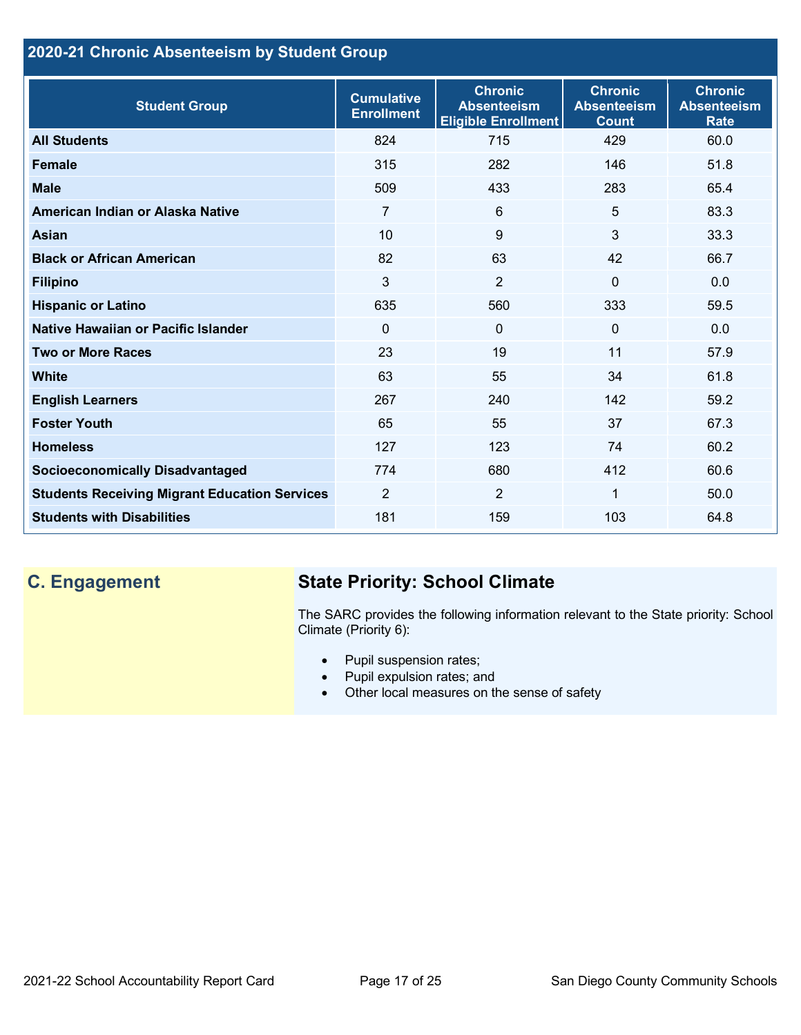## 2020-21 Chronic Absenteeism by Student Group

| Student Group | Cumulative Enrollment | Chronic Absenteeism Eligible Enrollment | Chronic Absenteeism Count | Chronic Absenteeism Rate |
|---|---|---|---|---|
| **All Students** | 824 | 715 | 429 | 60.0 |
| **Female** | 315 | 282 | 146 | 51.8 |
| **Male** | 509 | 433 | 283 | 65.4 |
| **American Indian or Alaska Native** | 7 | 6 | 5 | 83.3 |
| **Asian** | 10 | 9 | 3 | 33.3 |
| **Black or African American** | 82 | 63 | 42 | 66.7 |
| **Filipino** | 3 | 2 | 0 | 0.0 |
| **Hispanic or Latino** | 635 | 560 | 333 | 59.5 |
| **Native Hawaiian or Pacific Islander** | 0 | 0 | 0 | 0.0 |
| **Two or More Races** | 23 | 19 | 11 | 57.9 |
| **White** | 63 | 55 | 34 | 61.8 |
| **English Learners** | 267 | 240 | 142 | 59.2 |
| **Foster Youth** | 65 | 55 | 37 | 67.3 |
| **Homeless** | 127 | 123 | 74 | 60.2 |
| **Socioeconomically Disadvantaged** | 774 | 680 | 412 | 60.6 |
| **Students Receiving Migrant Education Services** | 2 | 2 | 1 | 50.0 |
| **Students with Disabilities** | 181 | 159 | 103 | 64.8 |

## C. Engagement

### State Priority: School Climate

The SARC provides the following information relevant to the State priority: School Climate (Priority 6):

- Pupil suspension rates;
- Pupil expulsion rates; and
- Other local measures on the sense of safety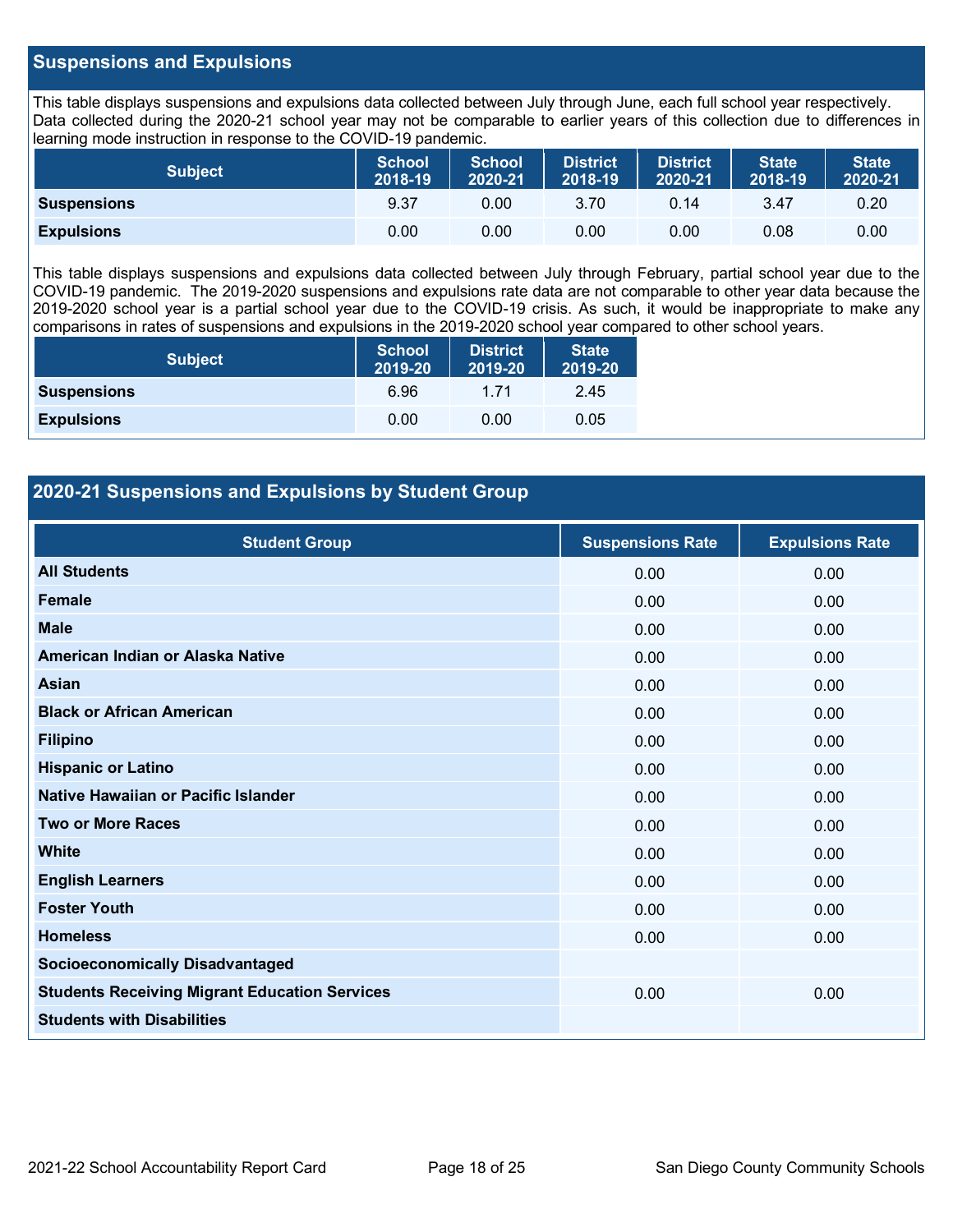## Suspensions and Expulsions

This table displays suspensions and expulsions data collected between July through June, each full school year respectively. Data collected during the 2020-21 school year may not be comparable to earlier years of this collection due to differences in learning mode instruction in response to the COVID-19 pandemic.

| Subject | School 2018-19 | School 2020-21 | District 2018-19 | District 2020-21 | State 2018-19 | State 2020-21 |
|---|---|---|---|---|---|---|
| **Suspensions** | 9.37 | 0.00 | 3.70 | 0.14 | 3.47 | 0.20 |
| **Expulsions** | 0.00 | 0.00 | 0.00 | 0.00 | 0.08 | 0.00 |

This table displays suspensions and expulsions data collected between July through February, partial school year due to the COVID-19 pandemic. The 2019-2020 suspensions and expulsions rate data are not comparable to other year data because the 2019-2020 school year is a partial school year due to the COVID-19 crisis. As such, it would be inappropriate to make any comparisons in rates of suspensions and expulsions in the 2019-2020 school year compared to other school years.

| Subject | School 2019-20 | District 2019-20 | State 2019-20 |
|---|---|---|---|
| **Suspensions** | 6.96 | 1.71 | 2.45 |
| **Expulsions** | 0.00 | 0.00 | 0.05 |

## 2020-21 Suspensions and Expulsions by Student Group

| Student Group | Suspensions Rate | Expulsions Rate |
|---|---|---|
| **All Students** | 0.00 | 0.00 |
| **Female** | 0.00 | 0.00 |
| **Male** | 0.00 | 0.00 |
| **American Indian or Alaska Native** | 0.00 | 0.00 |
| **Asian** | 0.00 | 0.00 |
| **Black or African American** | 0.00 | 0.00 |
| **Filipino** | 0.00 | 0.00 |
| **Hispanic or Latino** | 0.00 | 0.00 |
| **Native Hawaiian or Pacific Islander** | 0.00 | 0.00 |
| **Two or More Races** | 0.00 | 0.00 |
| **White** | 0.00 | 0.00 |
| **English Learners** | 0.00 | 0.00 |
| **Foster Youth** | 0.00 | 0.00 |
| **Homeless** | 0.00 | 0.00 |
| **Socioeconomically Disadvantaged** | | |
| **Students Receiving Migrant Education Services** | 0.00 | 0.00 |
| **Students with Disabilities** | | |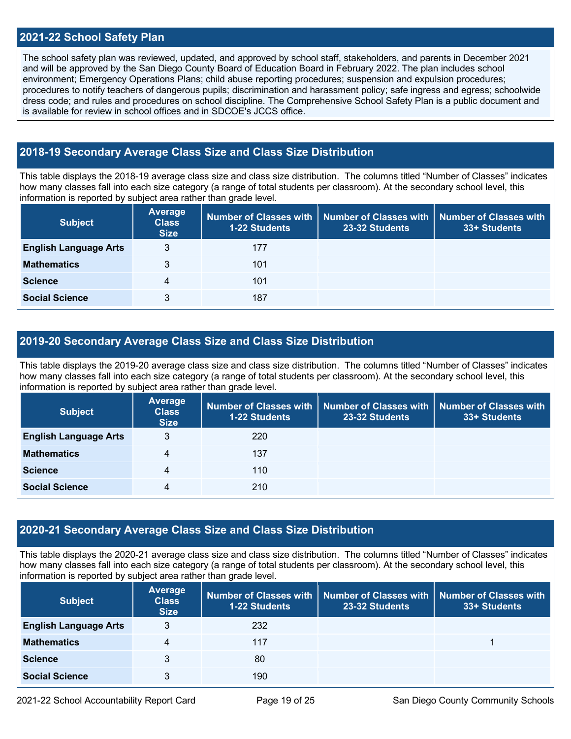## 2021-22 School Safety Plan

The school safety plan was reviewed, updated, and approved by school staff, stakeholders, and parents in December 2021 and will be approved by the San Diego County Board of Education Board in February 2022. The plan includes school environment; Emergency Operations Plans; child abuse reporting procedures; suspension and expulsion procedures; procedures to notify teachers of dangerous pupils; discrimination and harassment policy; safe ingress and egress; schoolwide dress code; and rules and procedures on school discipline. The Comprehensive School Safety Plan is a public document and is available for review in school offices and in SDCOE's JCCS office.

## 2018-19 Secondary Average Class Size and Class Size Distribution

This table displays the 2018-19 average class size and class size distribution. The columns titled "Number of Classes" indicates how many classes fall into each size category (a range of total students per classroom). At the secondary school level, this information is reported by subject area rather than grade level.

| Subject | Average Class Size | Number of Classes with 1-22 Students | Number of Classes with 23-32 Students | Number of Classes with 33+ Students |
|---|---|---|---|---|
| **English Language Arts** | 3 | 177 | | |
| **Mathematics** | 3 | 101 | | |
| **Science** | 4 | 101 | | |
| **Social Science** | 3 | 187 | | |

## 2019-20 Secondary Average Class Size and Class Size Distribution

This table displays the 2019-20 average class size and class size distribution. The columns titled "Number of Classes" indicates how many classes fall into each size category (a range of total students per classroom). At the secondary school level, this information is reported by subject area rather than grade level.

| Subject | Average Class Size | Number of Classes with 1-22 Students | Number of Classes with 23-32 Students | Number of Classes with 33+ Students |
|---|---|---|---|---|
| **English Language Arts** | 3 | 220 | | |
| **Mathematics** | 4 | 137 | | |
| **Science** | 4 | 110 | | |
| **Social Science** | 4 | 210 | | |

## 2020-21 Secondary Average Class Size and Class Size Distribution

This table displays the 2020-21 average class size and class size distribution. The columns titled "Number of Classes" indicates how many classes fall into each size category (a range of total students per classroom). At the secondary school level, this information is reported by subject area rather than grade level.

| Subject | Average Class Size | Number of Classes with 1-22 Students | Number of Classes with 23-32 Students | Number of Classes with 33+ Students |
|---|---|---|---|---|
| **English Language Arts** | 3 | 232 | | |
| **Mathematics** | 4 | 117 | | 1 |
| **Science** | 3 | 80 | | |
| **Social Science** | 3 | 190 | | |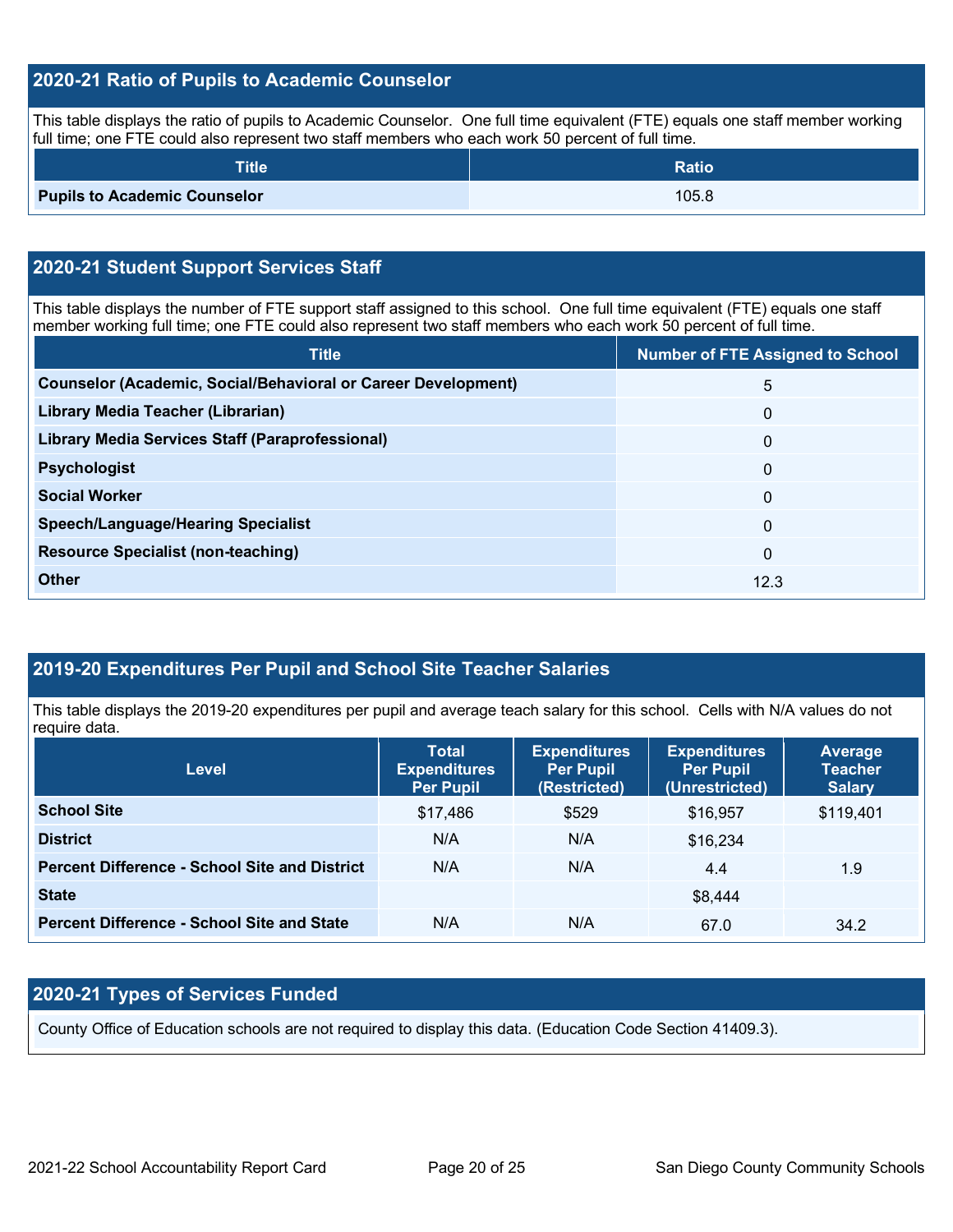## 2020-21 Ratio of Pupils to Academic Counselor

This table displays the ratio of pupils to Academic Counselor. One full time equivalent (FTE) equals one staff member working full time; one FTE could also represent two staff members who each work 50 percent of full time.

| Title | Ratio |
|---|---|
| **Pupils to Academic Counselor** | 105.8 |

## 2020-21 Student Support Services Staff

This table displays the number of FTE support staff assigned to this school. One full time equivalent (FTE) equals one staff member working full time; one FTE could also represent two staff members who each work 50 percent of full time.

| Title | Number of FTE Assigned to School |
|---|---|
| **Counselor (Academic, Social/Behavioral or Career Development)** | 5 |
| **Library Media Teacher (Librarian)** | 0 |
| **Library Media Services Staff (Paraprofessional)** | 0 |
| **Psychologist** | 0 |
| **Social Worker** | 0 |
| **Speech/Language/Hearing Specialist** | 0 |
| **Resource Specialist (non-teaching)** | 0 |
| **Other** | 12.3 |

## 2019-20 Expenditures Per Pupil and School Site Teacher Salaries

This table displays the 2019-20 expenditures per pupil and average teach salary for this school. Cells with N/A values do not require data.

| Level | Total Expenditures Per Pupil | Expenditures Per Pupil (Restricted) | Expenditures Per Pupil (Unrestricted) | Average Teacher Salary |
|---|---|---|---|---|
| **School Site** | $17,486 | $529 | $16,957 | $119,401 |
| **District** | N/A | N/A | $16,234 | |
| **Percent Difference - School Site and District** | N/A | N/A | 4.4 | 1.9 |
| **State** | | | $8,444 | |
| **Percent Difference - School Site and State** | N/A | N/A | 67.0 | 34.2 |

## 2020-21 Types of Services Funded

County Office of Education schools are not required to display this data. (Education Code Section 41409.3).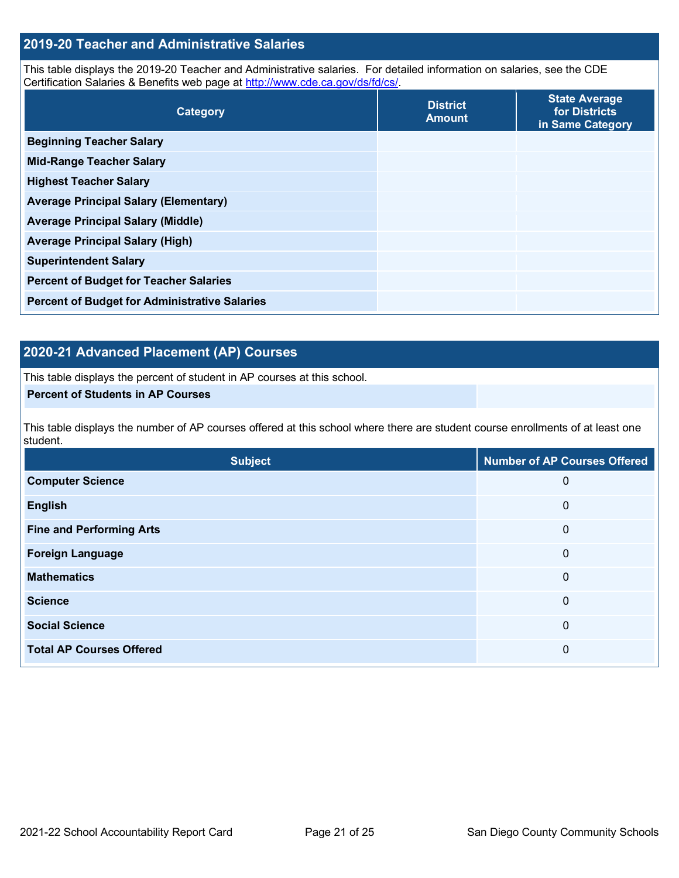## 2019-20 Teacher and Administrative Salaries

This table displays the 2019-20 Teacher and Administrative salaries. For detailed information on salaries, see the CDE Certification Salaries & Benefits web page at http://www.cde.ca.gov/ds/fd/cs/.

| Category | District Amount | State Average for Districts in Same Category |
|---|---|---|
| **Beginning Teacher Salary** | | |
| **Mid-Range Teacher Salary** | | |
| **Highest Teacher Salary** | | |
| **Average Principal Salary (Elementary)** | | |
| **Average Principal Salary (Middle)** | | |
| **Average Principal Salary (High)** | | |
| **Superintendent Salary** | | |
| **Percent of Budget for Teacher Salaries** | | |
| **Percent of Budget for Administrative Salaries** | | |

## 2020-21 Advanced Placement (AP) Courses

This table displays the percent of student in AP courses at this school.

| Percent of Students in AP Courses | |
|---|---|

This table displays the number of AP courses offered at this school where there are student course enrollments of at least one student.

| Subject | Number of AP Courses Offered |
|---|---|
| **Computer Science** | 0 |
| **English** | 0 |
| **Fine and Performing Arts** | 0 |
| **Foreign Language** | 0 |
| **Mathematics** | 0 |
| **Science** | 0 |
| **Social Science** | 0 |
| **Total AP Courses Offered** | 0 |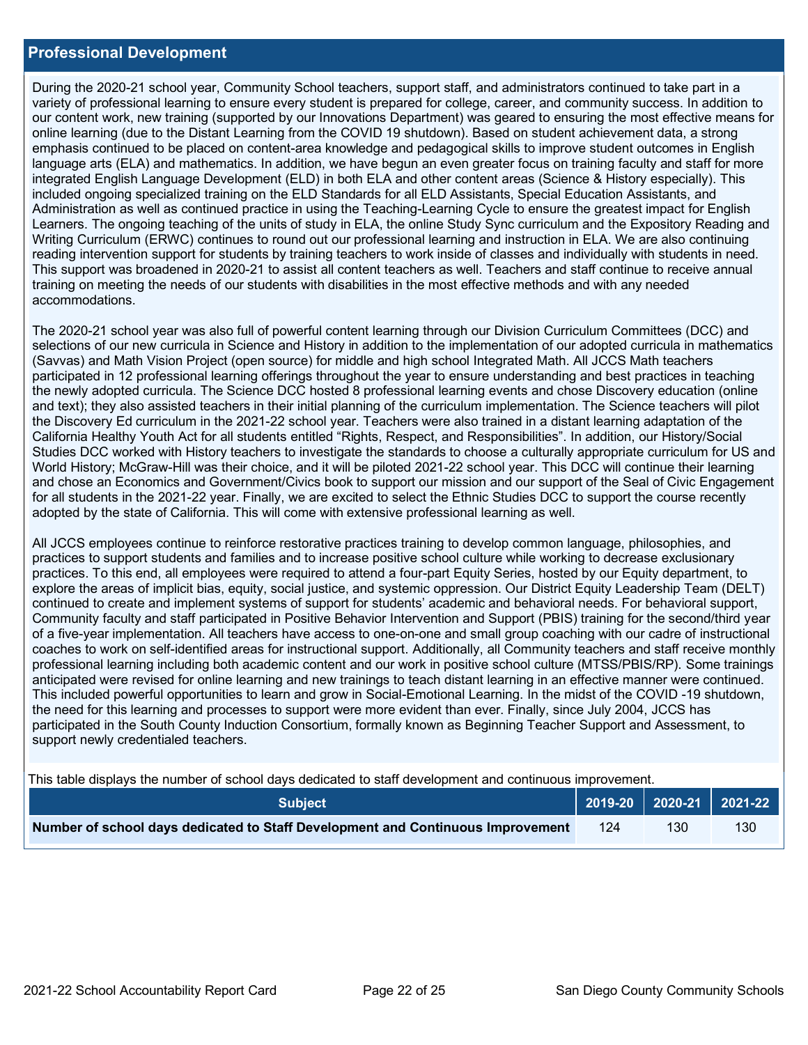## Professional Development

During the 2020-21 school year, Community School teachers, support staff, and administrators continued to take part in a variety of professional learning to ensure every student is prepared for college, career, and community success. In addition to our content work, new training (supported by our Innovations Department) was geared to ensuring the most effective means for online learning (due to the Distant Learning from the COVID 19 shutdown). Based on student achievement data, a strong emphasis continued to be placed on content-area knowledge and pedagogical skills to improve student outcomes in English language arts (ELA) and mathematics. In addition, we have begun an even greater focus on training faculty and staff for more integrated English Language Development (ELD) in both ELA and other content areas (Science & History especially). This included ongoing specialized training on the ELD Standards for all ELD Assistants, Special Education Assistants, and Administration as well as continued practice in using the Teaching-Learning Cycle to ensure the greatest impact for English Learners. The ongoing teaching of the units of study in ELA, the online Study Sync curriculum and the Expository Reading and Writing Curriculum (ERWC) continues to round out our professional learning and instruction in ELA. We are also continuing reading intervention support for students by training teachers to work inside of classes and individually with students in need. This support was broadened in 2020-21 to assist all content teachers as well. Teachers and staff continue to receive annual training on meeting the needs of our students with disabilities in the most effective methods and with any needed accommodations.

The 2020-21 school year was also full of powerful content learning through our Division Curriculum Committees (DCC) and selections of our new curricula in Science and History in addition to the implementation of our adopted curricula in mathematics (Savvas) and Math Vision Project (open source) for middle and high school Integrated Math. All JCCS Math teachers participated in 12 professional learning offerings throughout the year to ensure understanding and best practices in teaching the newly adopted curricula. The Science DCC hosted 8 professional learning events and chose Discovery education (online and text); they also assisted teachers in their initial planning of the curriculum implementation. The Science teachers will pilot the Discovery Ed curriculum in the 2021-22 school year. Teachers were also trained in a distant learning adaptation of the California Healthy Youth Act for all students entitled "Rights, Respect, and Responsibilities". In addition, our History/Social Studies DCC worked with History teachers to investigate the standards to choose a culturally appropriate curriculum for US and World History; McGraw-Hill was their choice, and it will be piloted 2021-22 school year. This DCC will continue their learning and chose an Economics and Government/Civics book to support our mission and our support of the Seal of Civic Engagement for all students in the 2021-22 year. Finally, we are excited to select the Ethnic Studies DCC to support the course recently adopted by the state of California. This will come with extensive professional learning as well.

All JCCS employees continue to reinforce restorative practices training to develop common language, philosophies, and practices to support students and families and to increase positive school culture while working to decrease exclusionary practices. To this end, all employees were required to attend a four-part Equity Series, hosted by our Equity department, to explore the areas of implicit bias, equity, social justice, and systemic oppression. Our District Equity Leadership Team (DELT) continued to create and implement systems of support for students' academic and behavioral needs. For behavioral support, Community faculty and staff participated in Positive Behavior Intervention and Support (PBIS) training for the second/third year of a five-year implementation. All teachers have access to one-on-one and small group coaching with our cadre of instructional coaches to work on self-identified areas for instructional support. Additionally, all Community teachers and staff receive monthly professional learning including both academic content and our work in positive school culture (MTSS/PBIS/RP). Some trainings anticipated were revised for online learning and new trainings to teach distant learning in an effective manner were continued. This included powerful opportunities to learn and grow in Social-Emotional Learning. In the midst of the COVID -19 shutdown, the need for this learning and processes to support were more evident than ever. Finally, since July 2004, JCCS has participated in the South County Induction Consortium, formally known as Beginning Teacher Support and Assessment, to support newly credentialed teachers.

This table displays the number of school days dedicated to staff development and continuous improvement.

| Subject | 2019-20 | 2020-21 | 2021-22 |
|---|---|---|---|
| **Number of school days dedicated to Staff Development and Continuous Improvement** | 124 | 130 | 130 |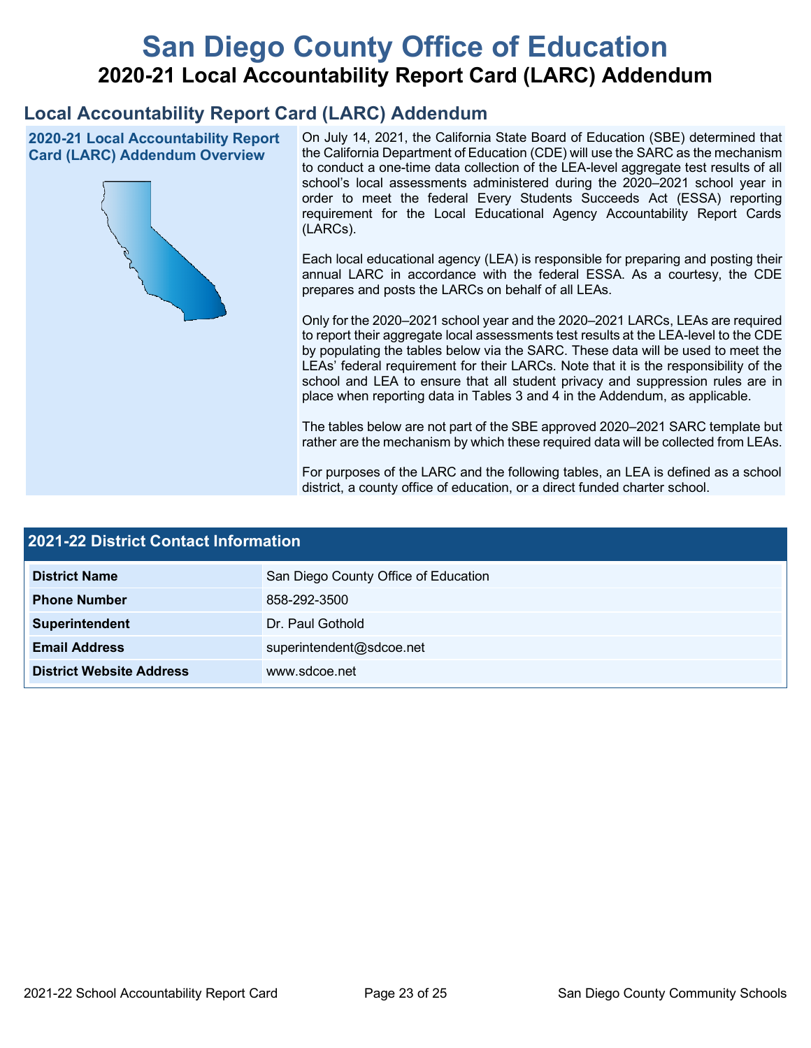# San Diego County Office of Education

## 2020-21 Local Accountability Report Card (LARC) Addendum

## Local Accountability Report Card (LARC) Addendum

### 2020-21 Local Accountability Report Card (LARC) Addendum Overview

On July 14, 2021, the California State Board of Education (SBE) determined that the California Department of Education (CDE) will use the SARC as the mechanism to conduct a one-time data collection of the LEA-level aggregate test results of all school's local assessments administered during the 2020–2021 school year in order to meet the federal Every Students Succeeds Act (ESSA) reporting requirement for the Local Educational Agency Accountability Report Cards (LARCs).

Each local educational agency (LEA) is responsible for preparing and posting their annual LARC in accordance with the federal ESSA. As a courtesy, the CDE prepares and posts the LARCs on behalf of all LEAs.

Only for the 2020–2021 school year and the 2020–2021 LARCs, LEAs are required to report their aggregate local assessments test results at the LEA-level to the CDE by populating the tables below via the SARC. These data will be used to meet the LEAs' federal requirement for their LARCs. Note that it is the responsibility of the school and LEA to ensure that all student privacy and suppression rules are in place when reporting data in Tables 3 and 4 in the Addendum, as applicable.

The tables below are not part of the SBE approved 2020–2021 SARC template but rather are the mechanism by which these required data will be collected from LEAs.

For purposes of the LARC and the following tables, an LEA is defined as a school district, a county office of education, or a direct funded charter school.

### 2021-22 District Contact Information

| | |
|---|---|
| **District Name** | San Diego County Office of Education |
| **Phone Number** | 858-292-3500 |
| **Superintendent** | Dr. Paul Gothold |
| **Email Address** | superintendent@sdcoe.net |
| **District Website Address** | www.sdcoe.net |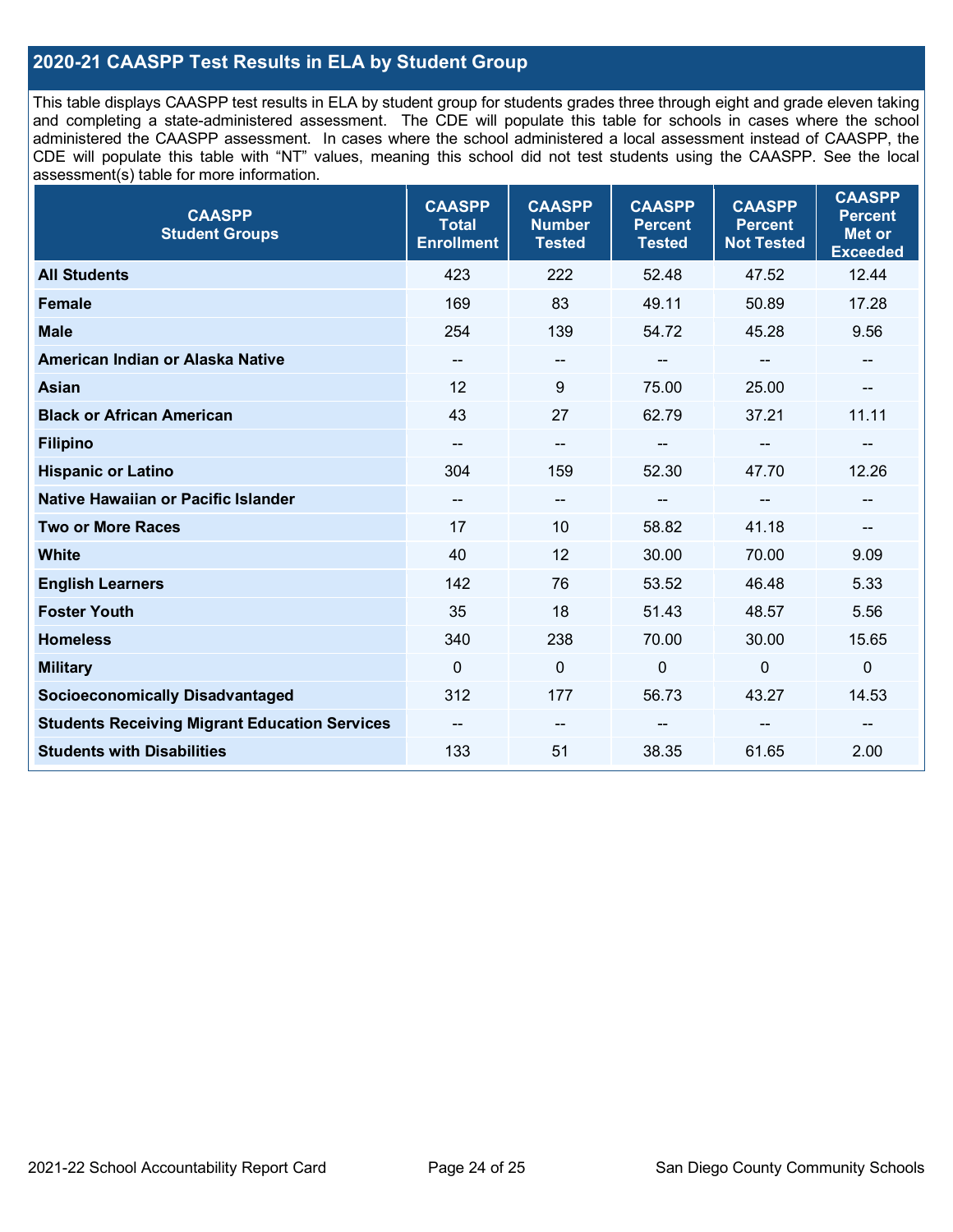## 2020-21 CAASPP Test Results in ELA by Student Group

This table displays CAASPP test results in ELA by student group for students grades three through eight and grade eleven taking and completing a state-administered assessment. The CDE will populate this table for schools in cases where the school administered the CAASPP assessment. In cases where the school administered a local assessment instead of CAASPP, the CDE will populate this table with "NT" values, meaning this school did not test students using the CAASPP. See the local assessment(s) table for more information.

| CAASPP Student Groups | CAASPP Total Enrollment | CAASPP Number Tested | CAASPP Percent Tested | CAASPP Percent Not Tested | CAASPP Percent Met or Exceeded |
|---|---|---|---|---|---|
| **All Students** | 423 | 222 | 52.48 | 47.52 | 12.44 |
| **Female** | 169 | 83 | 49.11 | 50.89 | 17.28 |
| **Male** | 254 | 139 | 54.72 | 45.28 | 9.56 |
| **American Indian or Alaska Native** | -- | -- | -- | -- | -- |
| **Asian** | 12 | 9 | 75.00 | 25.00 | -- |
| **Black or African American** | 43 | 27 | 62.79 | 37.21 | 11.11 |
| **Filipino** | -- | -- | -- | -- | -- |
| **Hispanic or Latino** | 304 | 159 | 52.30 | 47.70 | 12.26 |
| **Native Hawaiian or Pacific Islander** | -- | -- | -- | -- | -- |
| **Two or More Races** | 17 | 10 | 58.82 | 41.18 | -- |
| **White** | 40 | 12 | 30.00 | 70.00 | 9.09 |
| **English Learners** | 142 | 76 | 53.52 | 46.48 | 5.33 |
| **Foster Youth** | 35 | 18 | 51.43 | 48.57 | 5.56 |
| **Homeless** | 340 | 238 | 70.00 | 30.00 | 15.65 |
| **Military** | 0 | 0 | 0 | 0 | 0 |
| **Socioeconomically Disadvantaged** | 312 | 177 | 56.73 | 43.27 | 14.53 |
| **Students Receiving Migrant Education Services** | -- | -- | -- | -- | -- |
| **Students with Disabilities** | 133 | 51 | 38.35 | 61.65 | 2.00 |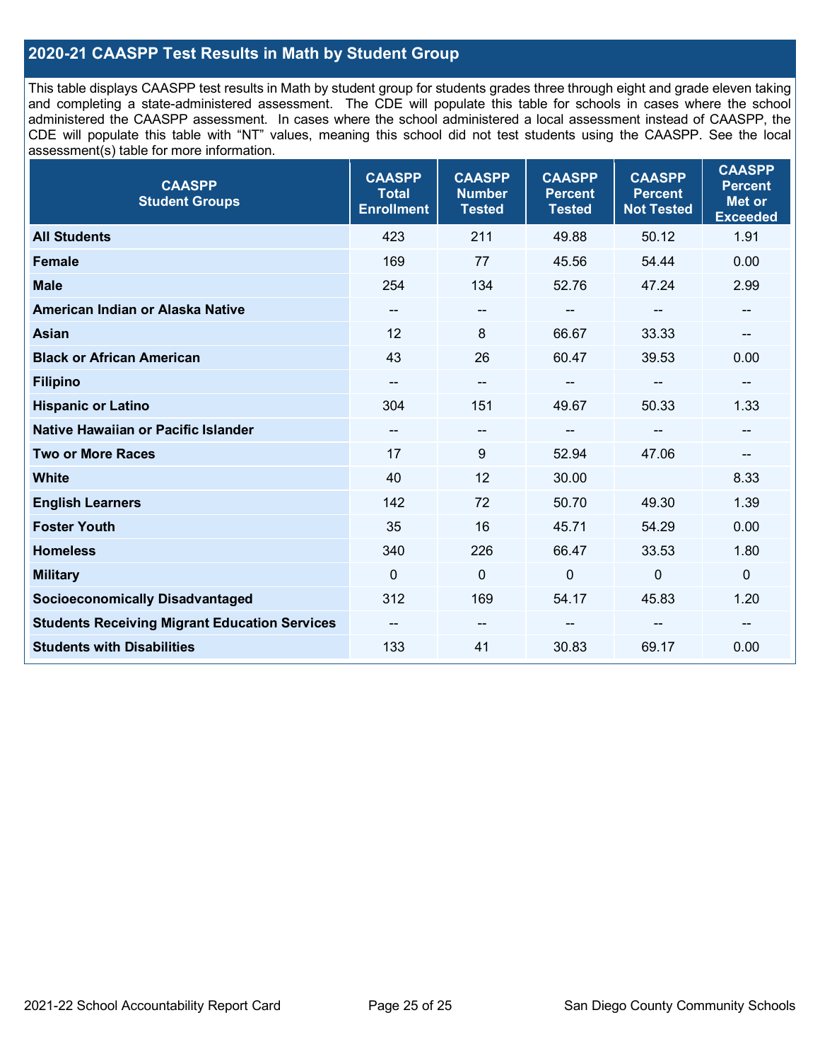## 2020-21 CAASPP Test Results in Math by Student Group

This table displays CAASPP test results in Math by student group for students grades three through eight and grade eleven taking and completing a state-administered assessment. The CDE will populate this table for schools in cases where the school administered the CAASPP assessment. In cases where the school administered a local assessment instead of CAASPP, the CDE will populate this table with "NT" values, meaning this school did not test students using the CAASPP. See the local assessment(s) table for more information.

| CAASPP Student Groups | CAASPP Total Enrollment | CAASPP Number Tested | CAASPP Percent Tested | CAASPP Percent Not Tested | CAASPP Percent Met or Exceeded |
|---|---|---|---|---|---|
| **All Students** | 423 | 211 | 49.88 | 50.12 | 1.91 |
| **Female** | 169 | 77 | 45.56 | 54.44 | 0.00 |
| **Male** | 254 | 134 | 52.76 | 47.24 | 2.99 |
| **American Indian or Alaska Native** | -- | -- | -- | -- | -- |
| **Asian** | 12 | 8 | 66.67 | 33.33 | -- |
| **Black or African American** | 43 | 26 | 60.47 | 39.53 | 0.00 |
| **Filipino** | -- | -- | -- | -- | -- |
| **Hispanic or Latino** | 304 | 151 | 49.67 | 50.33 | 1.33 |
| **Native Hawaiian or Pacific Islander** | -- | -- | -- | -- | -- |
| **Two or More Races** | 17 | 9 | 52.94 | 47.06 | -- |
| **White** | 40 | 12 | 30.00 | | 8.33 |
| **English Learners** | 142 | 72 | 50.70 | 49.30 | 1.39 |
| **Foster Youth** | 35 | 16 | 45.71 | 54.29 | 0.00 |
| **Homeless** | 340 | 226 | 66.47 | 33.53 | 1.80 |
| **Military** | 0 | 0 | 0 | 0 | 0 |
| **Socioeconomically Disadvantaged** | 312 | 169 | 54.17 | 45.83 | 1.20 |
| **Students Receiving Migrant Education Services** | -- | -- | -- | -- | -- |
| **Students with Disabilities** | 133 | 41 | 30.83 | 69.17 | 0.00 |